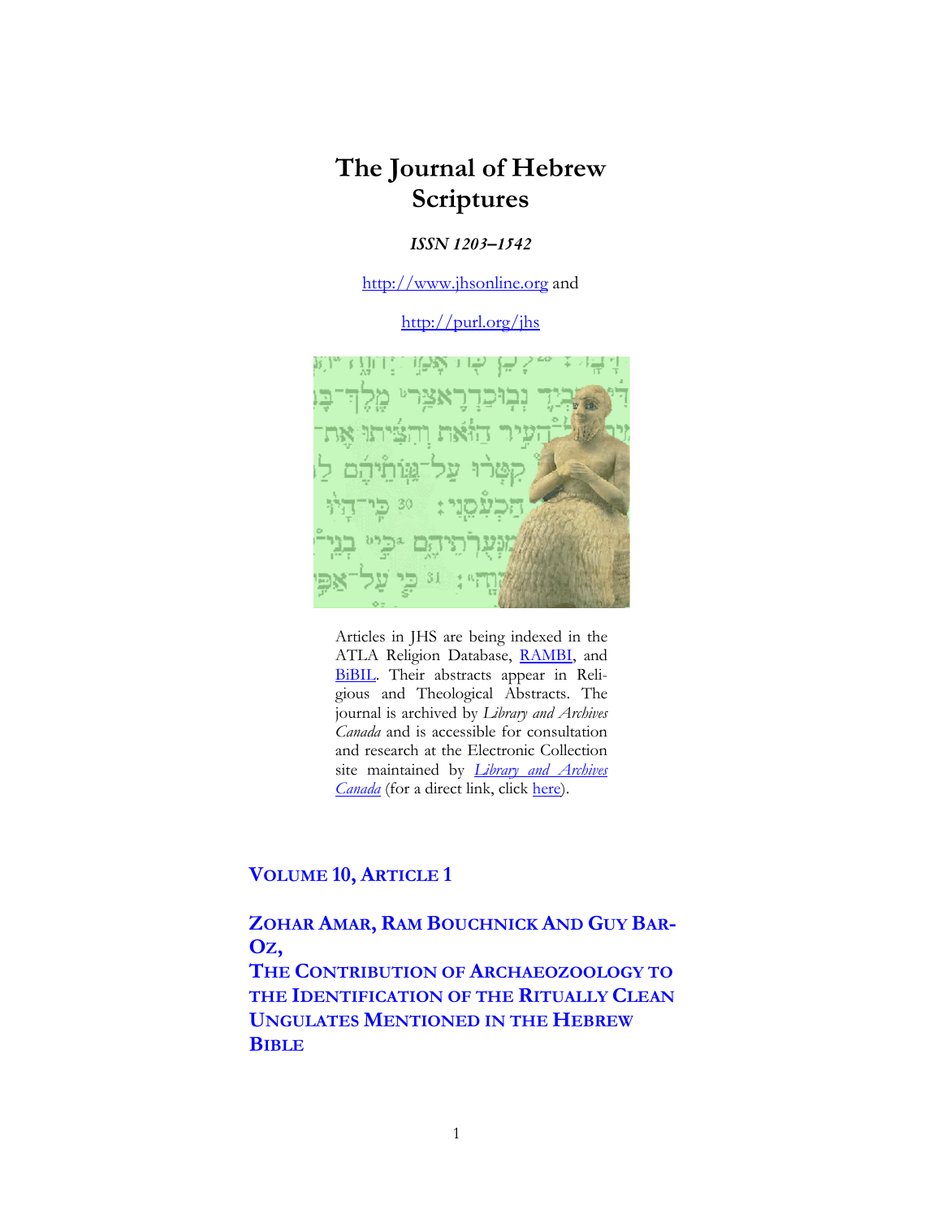# The Journal of Hebrew Scriptures

***ISSN 1203–1542***

http://www.jhsonline.org and

http://purl.org/jhs

Articles in JHS are being indexed in the ATLA Religion Database, RAMBI, and BiBIL. Their abstracts appear in Religious and Theological Abstracts. The journal is archived by *Library and Archives Canada* and is accessible for consultation and research at the Electronic Collection site maintained by *Library and Archives Canada* (for a direct link, click here).

## VOLUME 10, ARTICLE 1

## ZOHAR AMAR, RAM BOUCHNICK AND GUY BAR-OZ,

## THE CONTRIBUTION OF ARCHAEOZOOLOGY TO THE IDENTIFICATION OF THE RITUALLY CLEAN UNGULATES MENTIONED IN THE HEBREW BIBLE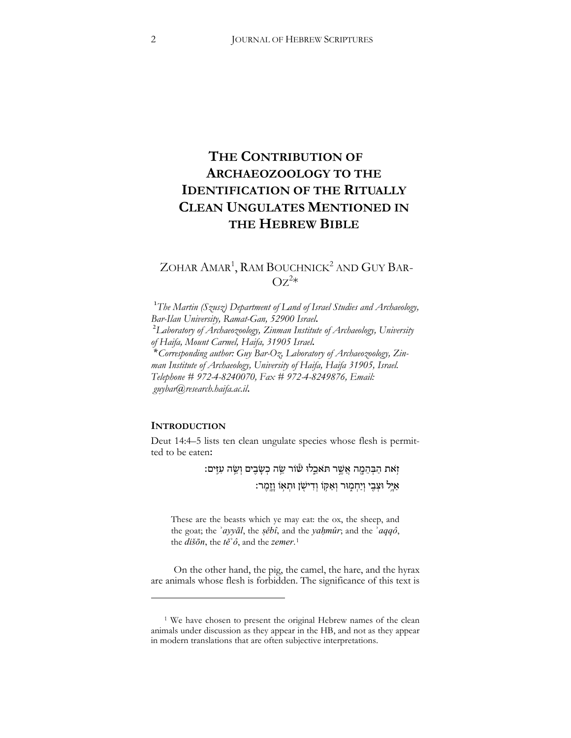# THE CONTRIBUTION OF ARCHAEOZOOLOGY TO THE IDENTIFICATION OF THE RITUALLY CLEAN UNGULATES MENTIONED IN THE HEBREW BIBLE

ZOHAR AMAR[1], RAM BOUCHNICK[2] AND GUY BAR-OZ[2]*

[1]*The Martin (Szusz) Department of Land of Israel Studies and Archaeology, Bar-Ilan University, Ramat-Gan, 52900 Israel.*
[2]*Laboratory of Archaeozoology, Zinman Institute of Archaeology, University of Haifa, Mount Carmel, Haifa, 31905 Israel.*
**Corresponding author: Guy Bar-Oz, Laboratory of Archaeozoology, Zinman Institute of Archaeology, University of Haifa, Haifa 31905, Israel. Telephone # 972-4-8240070, Fax # 972-4-8249876, Email: guybar@research.haifa.ac.il.*

## INTRODUCTION

Deut 14:4–5 lists ten clean ungulate species whose flesh is permitted to be eaten:

זֹ֥את הַבְּהֵמָ֖ה אֲשֶׁ֣ר תֹּאכֵ֑לוּ שׁ֕וֹר שֵׂ֥ה כְשָׂבִ֖ים וְשֵׂ֥ה עִזִּֽים׃
אַיָּ֥ל וּצְבִ֖י וְיַחְמ֑וּר וְאַקּ֥וֹ וְדִישֹׁ֖ן וּתְא֥וֹ וָזָֽמֶר׃

> These are the beasts which ye may eat: the ox, the sheep, and the goat; the *ʾayyāl*, the *ṣĕbî*, and the *yaḥmûr*; and the *ʾaqqô*, the *dišōn*, the *tĕʾô*, and the *zemer*.[1]

On the other hand, the pig, the camel, the hare, and the hyrax are animals whose flesh is forbidden. The significance of this text is

[1] We have chosen to present the original Hebrew names of the clean animals under discussion as they appear in the HB, and not as they appear in modern translations that are often subjective interpretations.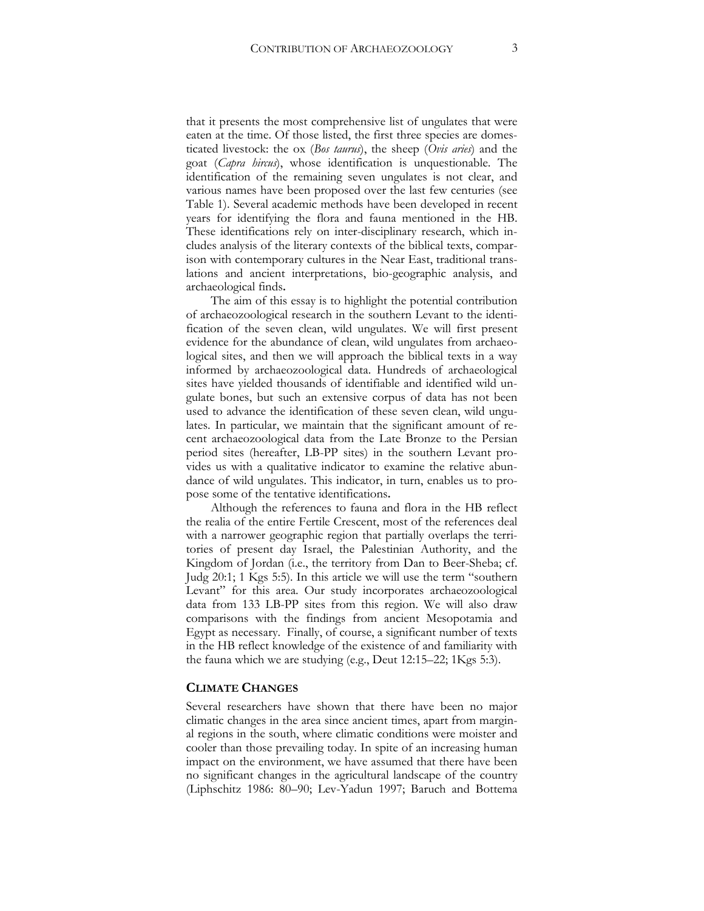that it presents the most comprehensive list of ungulates that were eaten at the time. Of those listed, the first three species are domesticated livestock: the ox (*Bos taurus*), the sheep (*Ovis aries*) and the goat (*Capra hircus*), whose identification is unquestionable. The identification of the remaining seven ungulates is not clear, and various names have been proposed over the last few centuries (see Table 1). Several academic methods have been developed in recent years for identifying the flora and fauna mentioned in the HB. These identifications rely on inter-disciplinary research, which includes analysis of the literary contexts of the biblical texts, comparison with contemporary cultures in the Near East, traditional translations and ancient interpretations, bio-geographic analysis, and archaeological finds**.**

The aim of this essay is to highlight the potential contribution of archaeozoological research in the southern Levant to the identification of the seven clean, wild ungulates. We will first present evidence for the abundance of clean, wild ungulates from archaeological sites, and then we will approach the biblical texts in a way informed by archaeozoological data. Hundreds of archaeological sites have yielded thousands of identifiable and identified wild ungulate bones, but such an extensive corpus of data has not been used to advance the identification of these seven clean, wild ungulates. In particular, we maintain that the significant amount of recent archaeozoological data from the Late Bronze to the Persian period sites (hereafter, LB-PP sites) in the southern Levant provides us with a qualitative indicator to examine the relative abundance of wild ungulates. This indicator, in turn, enables us to propose some of the tentative identifications**.**

Although the references to fauna and flora in the HB reflect the realia of the entire Fertile Crescent, most of the references deal with a narrower geographic region that partially overlaps the territories of present day Israel, the Palestinian Authority, and the Kingdom of Jordan (i.e., the territory from Dan to Beer-Sheba; cf. Judg 20:1; 1 Kgs 5:5). In this article we will use the term "southern Levant" for this area. Our study incorporates archaeozoological data from 133 LB-PP sites from this region. We will also draw comparisons with the findings from ancient Mesopotamia and Egypt as necessary. Finally, of course, a significant number of texts in the HB reflect knowledge of the existence of and familiarity with the fauna which we are studying (e.g., Deut 12:15–22; 1Kgs 5:3).

## CLIMATE CHANGES

Several researchers have shown that there have been no major climatic changes in the area since ancient times, apart from marginal regions in the south, where climatic conditions were moister and cooler than those prevailing today. In spite of an increasing human impact on the environment, we have assumed that there have been no significant changes in the agricultural landscape of the country (Liphschitz 1986: 80–90; Lev-Yadun 1997; Baruch and Bottema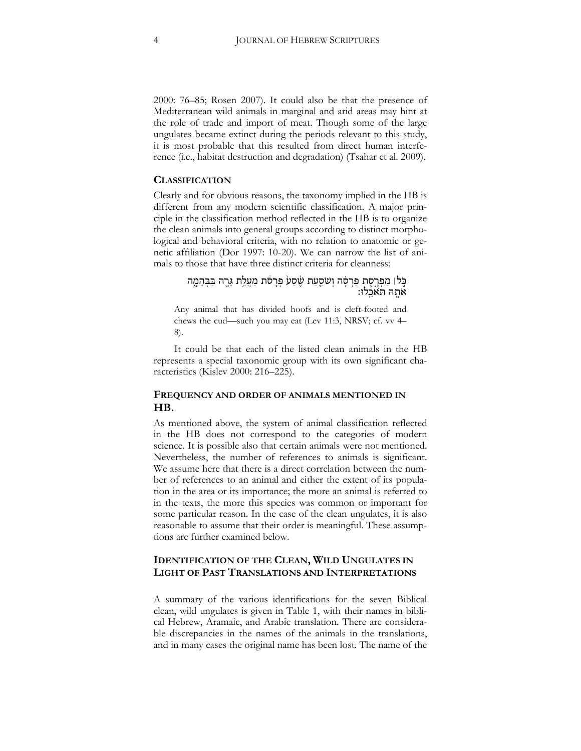2000: 76–85; Rosen 2007). It could also be that the presence of Mediterranean wild animals in marginal and arid areas may hint at the role of trade and import of meat. Though some of the large ungulates became extinct during the periods relevant to this study, it is most probable that this resulted from direct human interference (i.e., habitat destruction and degradation) (Tsahar et al. 2009).

## CLASSIFICATION

Clearly and for obvious reasons, the taxonomy implied in the HB is different from any modern scientific classification. A major principle in the classification method reflected in the HB is to organize the clean animals into general groups according to distinct morphological and behavioral criteria, with no relation to anatomic or genetic affiliation (Dor 1997: 10-20). We can narrow the list of animals to those that have three distinct criteria for cleanness:

> כֹּ֣ל ׀ מַפְרֶ֣סֶת פַּרְסָ֗ה וְשֹׁסַ֤עַת שֶׁ֙סַע֙ פְּרָסֹ֔ת מַעֲלַ֥ת גֵּרָ֖ה בַּבְּהֵמָ֑ה אֹתָ֖הּ תֹּאכֵֽלוּ׃
>
> Any animal that has divided hoofs and is cleft-footed and chews the cud—such you may eat (Lev 11:3, NRSV; cf. vv 4–8).

It could be that each of the listed clean animals in the HB represents a special taxonomic group with its own significant characteristics (Kislev 2000: 216–225).

## FREQUENCY AND ORDER OF ANIMALS MENTIONED IN HB.

As mentioned above, the system of animal classification reflected in the HB does not correspond to the categories of modern science. It is possible also that certain animals were not mentioned. Nevertheless, the number of references to animals is significant. We assume here that there is a direct correlation between the number of references to an animal and either the extent of its population in the area or its importance; the more an animal is referred to in the texts, the more this species was common or important for some particular reason. In the case of the clean ungulates, it is also reasonable to assume that their order is meaningful. These assumptions are further examined below.

## IDENTIFICATION OF THE CLEAN, WILD UNGULATES IN LIGHT OF PAST TRANSLATIONS AND INTERPRETATIONS

A summary of the various identifications for the seven Biblical clean, wild ungulates is given in Table 1, with their names in biblical Hebrew, Aramaic, and Arabic translation. There are considerable discrepancies in the names of the animals in the translations, and in many cases the original name has been lost. The name of the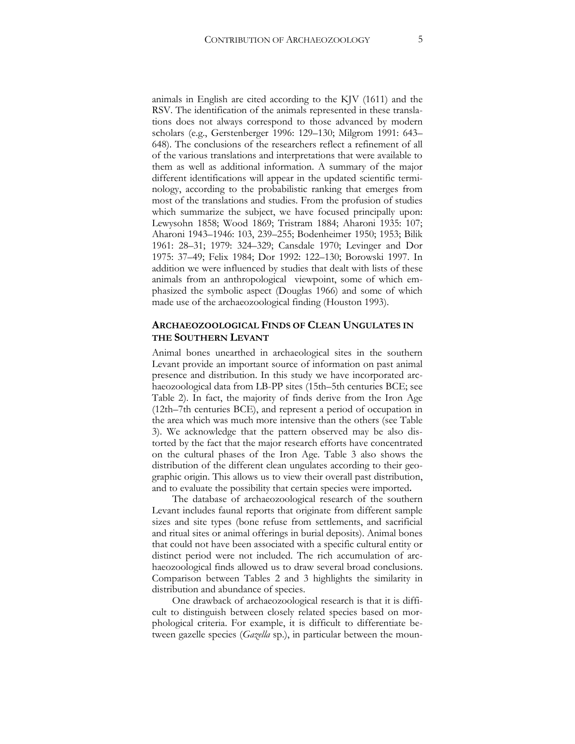animals in English are cited according to the KJV (1611) and the RSV. The identification of the animals represented in these translations does not always correspond to those advanced by modern scholars (e.g., Gerstenberger 1996: 129–130; Milgrom 1991: 643–648). The conclusions of the researchers reflect a refinement of all of the various translations and interpretations that were available to them as well as additional information. A summary of the major different identifications will appear in the updated scientific terminology, according to the probabilistic ranking that emerges from most of the translations and studies. From the profusion of studies which summarize the subject, we have focused principally upon: Lewysohn 1858; Wood 1869; Tristram 1884; Aharoni 1935: 107; Aharoni 1943–1946: 103, 239–255; Bodenheimer 1950; 1953; Bilik 1961: 28–31; 1979: 324–329; Cansdale 1970; Levinger and Dor 1975: 37–49; Felix 1984; Dor 1992: 122–130; Borowski 1997. In addition we were influenced by studies that dealt with lists of these animals from an anthropological viewpoint, some of which emphasized the symbolic aspect (Douglas 1966) and some of which made use of the archaeozoological finding (Houston 1993).

## ARCHAEOZOOLOGICAL FINDS OF CLEAN UNGULATES IN THE SOUTHERN LEVANT

Animal bones unearthed in archaeological sites in the southern Levant provide an important source of information on past animal presence and distribution. In this study we have incorporated archaeozoological data from LB-PP sites (15th–5th centuries BCE; see Table 2). In fact, the majority of finds derive from the Iron Age (12th–7th centuries BCE), and represent a period of occupation in the area which was much more intensive than the others (see Table 3). We acknowledge that the pattern observed may be also distorted by the fact that the major research efforts have concentrated on the cultural phases of the Iron Age. Table 3 also shows the distribution of the different clean ungulates according to their geographic origin. This allows us to view their overall past distribution, and to evaluate the possibility that certain species were imported**.**

The database of archaeozoological research of the southern Levant includes faunal reports that originate from different sample sizes and site types (bone refuse from settlements, and sacrificial and ritual sites or animal offerings in burial deposits). Animal bones that could not have been associated with a specific cultural entity or distinct period were not included. The rich accumulation of archaeozoological finds allowed us to draw several broad conclusions. Comparison between Tables 2 and 3 highlights the similarity in distribution and abundance of species.

One drawback of archaeozoological research is that it is difficult to distinguish between closely related species based on morphological criteria. For example, it is difficult to differentiate between gazelle species (*Gazella* sp.), in particular between the moun-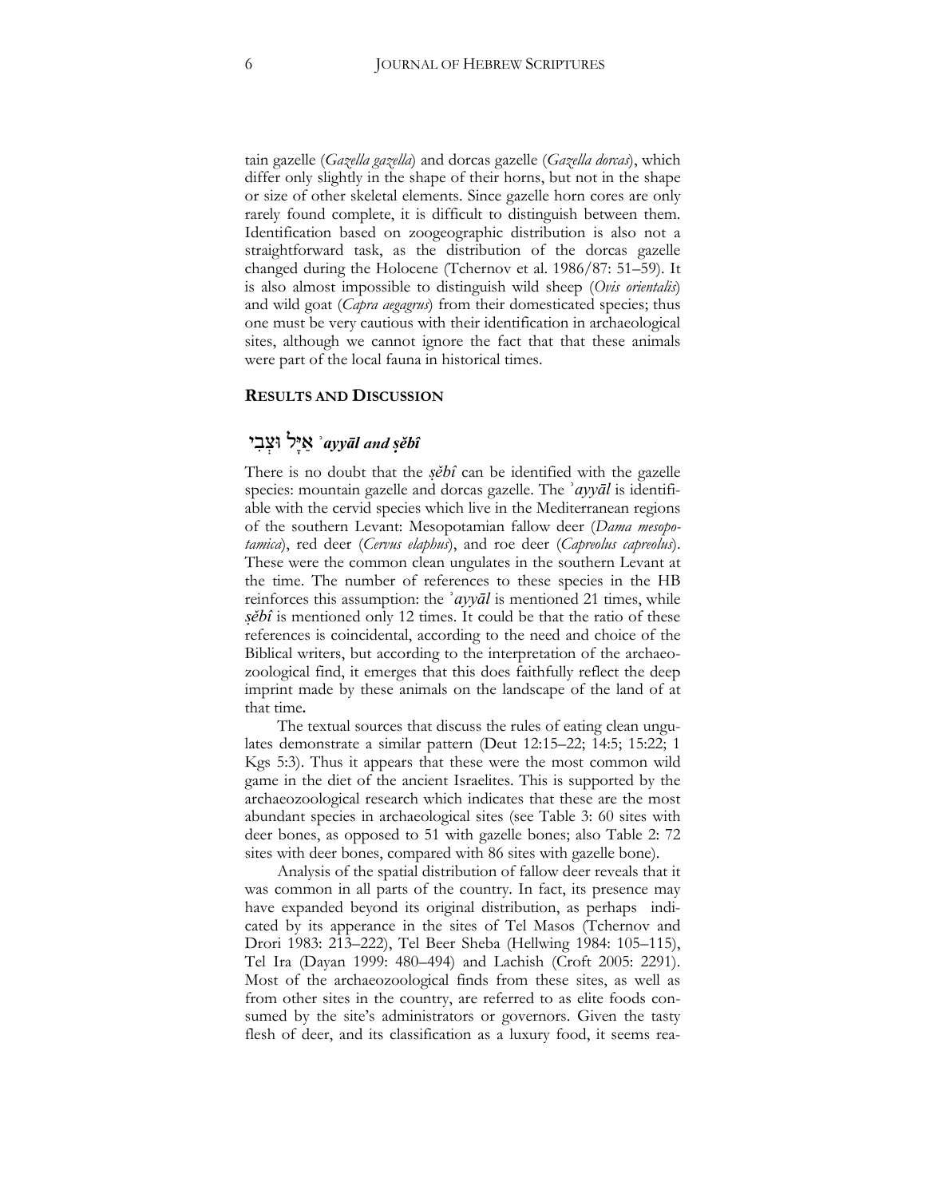tain gazelle (*Gazella gazella*) and dorcas gazelle (*Gazella dorcas*), which differ only slightly in the shape of their horns, but not in the shape or size of other skeletal elements. Since gazelle horn cores are only rarely found complete, it is difficult to distinguish between them. Identification based on zoogeographic distribution is also not a straightforward task, as the distribution of the dorcas gazelle changed during the Holocene (Tchernov et al. 1986/87: 51–59). It is also almost impossible to distinguish wild sheep (*Ovis orientalis*) and wild goat (*Capra aegagrus*) from their domesticated species; thus one must be very cautious with their identification in archaeological sites, although we cannot ignore the fact that that these animals were part of the local fauna in historical times.

## RESULTS AND DISCUSSION

### אַיָּל וּצְבִי *ʾayyāl and ṣĕbî*

There is no doubt that the *ṣĕbî* can be identified with the gazelle species: mountain gazelle and dorcas gazelle. The *ʾayyāl* is identifiable with the cervid species which live in the Mediterranean regions of the southern Levant: Mesopotamian fallow deer (*Dama mesopotamica*), red deer (*Cervus elaphus*), and roe deer (*Capreolus capreolus*). These were the common clean ungulates in the southern Levant at the time. The number of references to these species in the HB reinforces this assumption: the *ʾayyāl* is mentioned 21 times, while *ṣĕbî* is mentioned only 12 times. It could be that the ratio of these references is coincidental, according to the need and choice of the Biblical writers, but according to the interpretation of the archaeozoological find, it emerges that this does faithfully reflect the deep imprint made by these animals on the landscape of the land of at that time**.**

The textual sources that discuss the rules of eating clean ungulates demonstrate a similar pattern (Deut 12:15–22; 14:5; 15:22; 1 Kgs 5:3). Thus it appears that these were the most common wild game in the diet of the ancient Israelites. This is supported by the archaeozoological research which indicates that these are the most abundant species in archaeological sites (see Table 3: 60 sites with deer bones, as opposed to 51 with gazelle bones; also Table 2: 72 sites with deer bones, compared with 86 sites with gazelle bone).

Analysis of the spatial distribution of fallow deer reveals that it was common in all parts of the country. In fact, its presence may have expanded beyond its original distribution, as perhaps indicated by its apperance in the sites of Tel Masos (Tchernov and Drori 1983: 213–222), Tel Beer Sheba (Hellwing 1984: 105–115), Tel Ira (Dayan 1999: 480–494) and Lachish (Croft 2005: 2291). Most of the archaeozoological finds from these sites, as well as from other sites in the country, are referred to as elite foods consumed by the site's administrators or governors. Given the tasty flesh of deer, and its classification as a luxury food, it seems rea-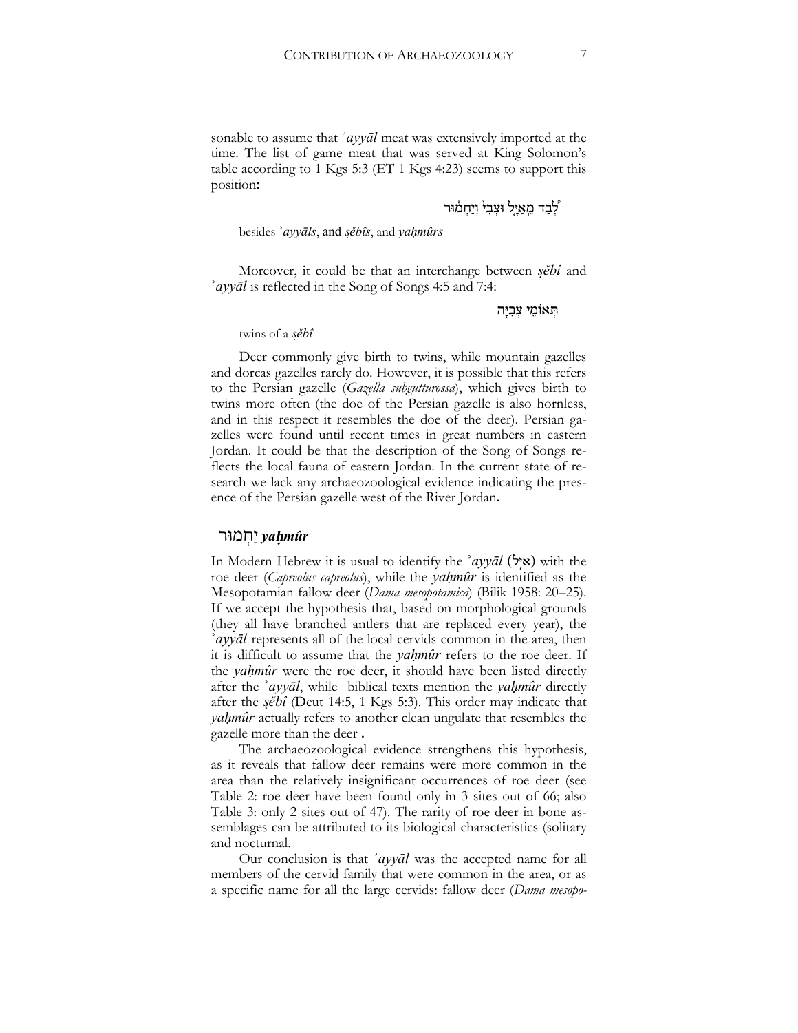sonable to assume that ʾ*ayyāl* meat was extensively imported at the time. The list of game meat that was served at King Solomon's table according to 1 Kgs 5:3 (ET 1 Kgs 4:23) seems to support this position:

לְבַד מֵאַיָּל וּצְבִי וְיַחְמוּר

besides ʾ*ayyāls*, and *ṣĕbîs*, and *yaḥmûrs*

Moreover, it could be that an interchange between *ṣĕbî* and ʾ*ayyāl* is reflected in the Song of Songs 4:5 and 7:4:

תְּאוֹמֵי צְבִיָּה

twins of a *ṣĕbî*

Deer commonly give birth to twins, while mountain gazelles and dorcas gazelles rarely do. However, it is possible that this refers to the Persian gazelle (*Gazella subgutturossa*), which gives birth to twins more often (the doe of the Persian gazelle is also hornless, and in this respect it resembles the doe of the deer). Persian gazelles were found until recent times in great numbers in eastern Jordan. It could be that the description of the Song of Songs reflects the local fauna of eastern Jordan. In the current state of research we lack any archaeozoological evidence indicating the presence of the Persian gazelle west of the River Jordan.

## יַחְמוּר *yaḥmûr*

In Modern Hebrew it is usual to identify the ʾ*ayyāl* (אַיָּל) with the roe deer (*Capreolus capreolus*), while the ***yaḥmûr*** is identified as the Mesopotamian fallow deer (*Dama mesopotamica*) (Bilik 1958: 20–25). If we accept the hypothesis that, based on morphological grounds (they all have branched antlers that are replaced every year), the ʾ*ayyāl* represents all of the local cervids common in the area, then it is difficult to assume that the ***yaḥmûr*** refers to the roe deer. If the ***yaḥmûr*** were the roe deer, it should have been listed directly after the ʾ*ayyāl*, while biblical texts mention the ***yaḥmûr*** directly after the *ṣĕbî* (Deut 14:5, 1 Kgs 5:3). This order may indicate that ***yaḥmûr*** actually refers to another clean ungulate that resembles the gazelle more than the deer .

The archaeozoological evidence strengthens this hypothesis, as it reveals that fallow deer remains were more common in the area than the relatively insignificant occurrences of roe deer (see Table 2: roe deer have been found only in 3 sites out of 66; also Table 3: only 2 sites out of 47). The rarity of roe deer in bone assemblages can be attributed to its biological characteristics (solitary and nocturnal.

Our conclusion is that ʾ*ayyāl* was the accepted name for all members of the cervid family that were common in the area, or as a specific name for all the large cervids: fallow deer (*Dama mesopo-*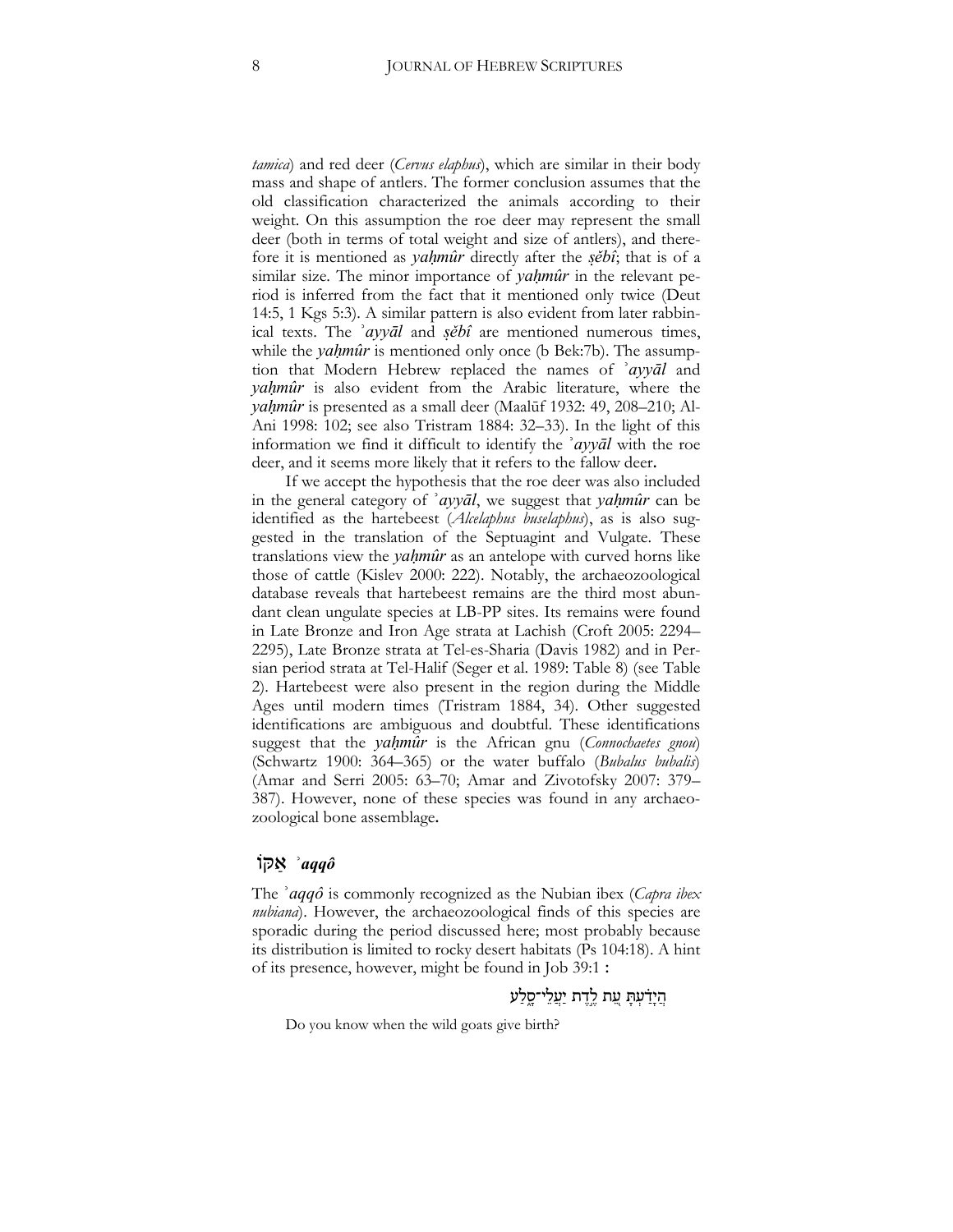*tamica*) and red deer (*Cervus elaphus*), which are similar in their body mass and shape of antlers. The former conclusion assumes that the old classification characterized the animals according to their weight. On this assumption the roe deer may represent the small deer (both in terms of total weight and size of antlers), and therefore it is mentioned as ***yaḥmûr*** directly after the ***ṣĕbî***; that is of a similar size. The minor importance of ***yaḥmûr*** in the relevant period is inferred from the fact that it mentioned only twice (Deut 14:5, 1 Kgs 5:3). A similar pattern is also evident from later rabbinical texts. The ***ʾayyāl*** and ***ṣĕbî*** are mentioned numerous times, while the ***yaḥmûr*** is mentioned only once (b Bek:7b). The assumption that Modern Hebrew replaced the names of ***ʾayyāl*** and ***yaḥmûr*** is also evident from the Arabic literature, where the ***yaḥmûr*** is presented as a small deer (Maalūf 1932: 49, 208–210; Al-Ani 1998: 102; see also Tristram 1884: 32–33). In the light of this information we find it difficult to identify the ***ʾayyāl*** with the roe deer, and it seems more likely that it refers to the fallow deer.

If we accept the hypothesis that the roe deer was also included in the general category of ***ʾayyāl***, we suggest that ***yaḥmûr*** can be identified as the hartebeest (*Alcelaphus buselaphus*), as is also suggested in the translation of the Septuagint and Vulgate. These translations view the ***yaḥmûr*** as an antelope with curved horns like those of cattle (Kislev 2000: 222). Notably, the archaeozoological database reveals that hartebeest remains are the third most abundant clean ungulate species at LB-PP sites. Its remains were found in Late Bronze and Iron Age strata at Lachish (Croft 2005: 2294–2295), Late Bronze strata at Tel-es-Sharia (Davis 1982) and in Persian period strata at Tel-Halif (Seger et al. 1989: Table 8) (see Table 2). Hartebeest were also present in the region during the Middle Ages until modern times (Tristram 1884, 34). Other suggested identifications are ambiguous and doubtful. These identifications suggest that the ***yaḥmûr*** is the African gnu (*Connochaetes gnou*) (Schwartz 1900: 364–365) or the water buffalo (*Bubalus bubalis*) (Amar and Serri 2005: 63–70; Amar and Zivotofsky 2007: 379–387). However, none of these species was found in any archaeozoological bone assemblage.

## אַקּוֹ ***ʾaqqô***

The ***ʾaqqô*** is commonly recognized as the Nubian ibex (*Capra ibex nubiana*). However, the archaeozoological finds of this species are sporadic during the period discussed here; most probably because its distribution is limited to rocky desert habitats (Ps 104:18). A hint of its presence, however, might be found in Job 39:1 :

הֲיָדַעְתָּ עֵת לֶדֶת יַעֲלֵי־סָלַע

Do you know when the wild goats give birth?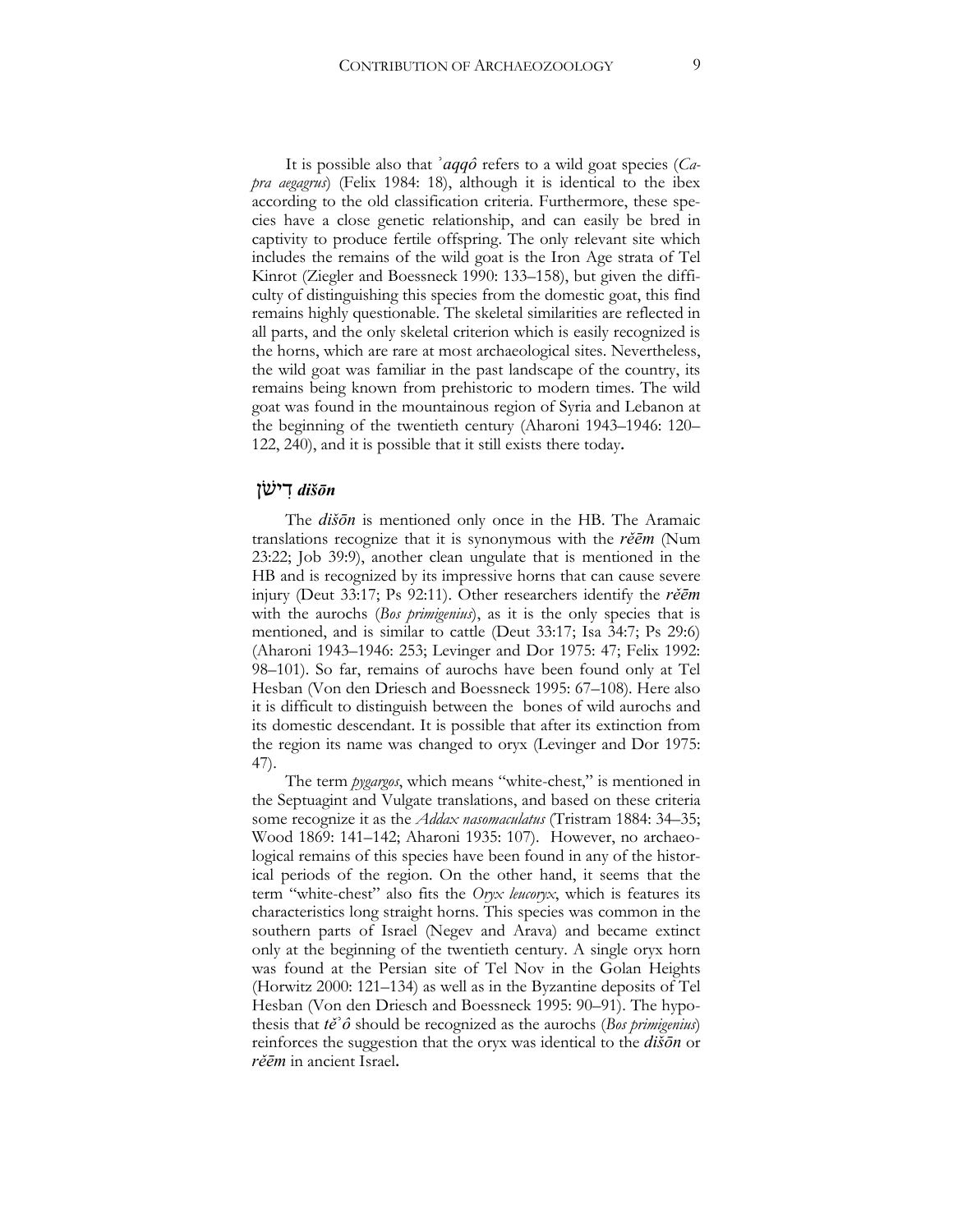It is possible also that *ʾaqqô* refers to a wild goat species (*Capra aegagrus*) (Felix 1984: 18), although it is identical to the ibex according to the old classification criteria. Furthermore, these species have a close genetic relationship, and can easily be bred in captivity to produce fertile offspring. The only relevant site which includes the remains of the wild goat is the Iron Age strata of Tel Kinrot (Ziegler and Boessneck 1990: 133–158), but given the difficulty of distinguishing this species from the domestic goat, this find remains highly questionable. The skeletal similarities are reflected in all parts, and the only skeletal criterion which is easily recognized is the horns, which are rare at most archaeological sites. Nevertheless, the wild goat was familiar in the past landscape of the country, its remains being known from prehistoric to modern times. The wild goat was found in the mountainous region of Syria and Lebanon at the beginning of the twentieth century (Aharoni 1943–1946: 120–122, 240), and it is possible that it still exists there today**.**

## דִּישֹׁן *dišōn*

The ***dišōn*** is mentioned only once in the HB. The Aramaic translations recognize that it is synonymous with the ***rĕēm*** (Num 23:22; Job 39:9), another clean ungulate that is mentioned in the HB and is recognized by its impressive horns that can cause severe injury (Deut 33:17; Ps 92:11). Other researchers identify the ***rĕēm*** with the aurochs (*Bos primigenius*), as it is the only species that is mentioned, and is similar to cattle (Deut 33:17; Isa 34:7; Ps 29:6) (Aharoni 1943–1946: 253; Levinger and Dor 1975: 47; Felix 1992: 98–101). So far, remains of aurochs have been found only at Tel Hesban (Von den Driesch and Boessneck 1995: 67–108). Here also it is difficult to distinguish between the bones of wild aurochs and its domestic descendant. It is possible that after its extinction from the region its name was changed to oryx (Levinger and Dor 1975: 47).

The term *pygargos*, which means "white-chest," is mentioned in the Septuagint and Vulgate translations, and based on these criteria some recognize it as the *Addax nasomaculatus* (Tristram 1884: 34–35; Wood 1869: 141–142; Aharoni 1935: 107). However, no archaeological remains of this species have been found in any of the historical periods of the region. On the other hand, it seems that the term "white-chest" also fits the *Oryx leucoryx*, which is features its characteristics long straight horns. This species was common in the southern parts of Israel (Negev and Arava) and became extinct only at the beginning of the twentieth century. A single oryx horn was found at the Persian site of Tel Nov in the Golan Heights (Horwitz 2000: 121–134) as well as in the Byzantine deposits of Tel Hesban (Von den Driesch and Boessneck 1995: 90–91). The hypothesis that ***tĕʾô*** should be recognized as the aurochs (*Bos primigenius*) reinforces the suggestion that the oryx was identical to the ***dišōn*** or ***rĕēm*** in ancient Israel**.**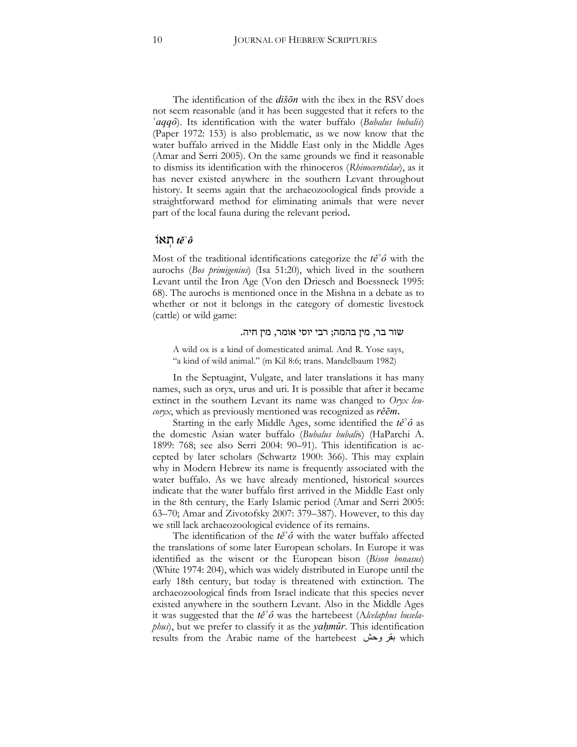The identification of the ***dišōn*** with the ibex in the RSV does not seem reasonable (and it has been suggested that it refers to the ***ʾaqqô***). Its identification with the water buffalo (*Bubalus bubalis*) (Paper 1972: 153) is also problematic, as we now know that the water buffalo arrived in the Middle East only in the Middle Ages (Amar and Serri 2005). On the same grounds we find it reasonable to dismiss its identification with the rhinoceros (*Rhinocerotidae*), as it has never existed anywhere in the southern Levant throughout history. It seems again that the archaeozoological finds provide a straightforward method for eliminating animals that were never part of the local fauna during the relevant period.

## תְּאוֹ *tĕʾô*

Most of the traditional identifications categorize the ***tĕʾô*** with the aurochs (*Bos primigenius*) (Isa 51:20), which lived in the southern Levant until the Iron Age (Von den Driesch and Boessneck 1995: 68). The aurochs is mentioned once in the Mishna in a debate as to whether or not it belongs in the category of domestic livestock (cattle) or wild game:

שור בר, מין בהמה; רבי יוסי אומר, מין חיה.

> A wild ox is a kind of domesticated animal. And R. Yose says, "a kind of wild animal." (m Kil 8:6; trans. Mandelbaum 1982)

In the Septuagint, Vulgate, and later translations it has many names, such as oryx, urus and uri. It is possible that after it became extinct in the southern Levant its name was changed to *Oryx leucoryx*, which as previously mentioned was recognized as ***rĕēm***.

Starting in the early Middle Ages, some identified the ***tĕʾô*** as the domestic Asian water buffalo (*Bubalus bubalis*) (HaParchi A. 1899: 768; see also Serri 2004: 90–91). This identification is accepted by later scholars (Schwartz 1900: 366). This may explain why in Modern Hebrew its name is frequently associated with the water buffalo. As we have already mentioned, historical sources indicate that the water buffalo first arrived in the Middle East only in the 8th century, the Early Islamic period (Amar and Serri 2005: 63–70; Amar and Zivotofsky 2007: 379–387). However, to this day we still lack archaeozoological evidence of its remains.

The identification of the ***tĕʾô*** with the water buffalo affected the translations of some later European scholars. In Europe it was identified as the wisent or the European bison (*Bison bonasus*) (White 1974: 204), which was widely distributed in Europe until the early 18th century, but today is threatened with extinction. The archaeozoological finds from Israel indicate that this species never existed anywhere in the southern Levant. Also in the Middle Ages it was suggested that the ***tĕʾô*** was the hartebeest (*Alcelaphus buselaphus*), but we prefer to classify it as the ***yaḥmûr***. This identification results from the Arabic name of the hartebeest بقر وحش which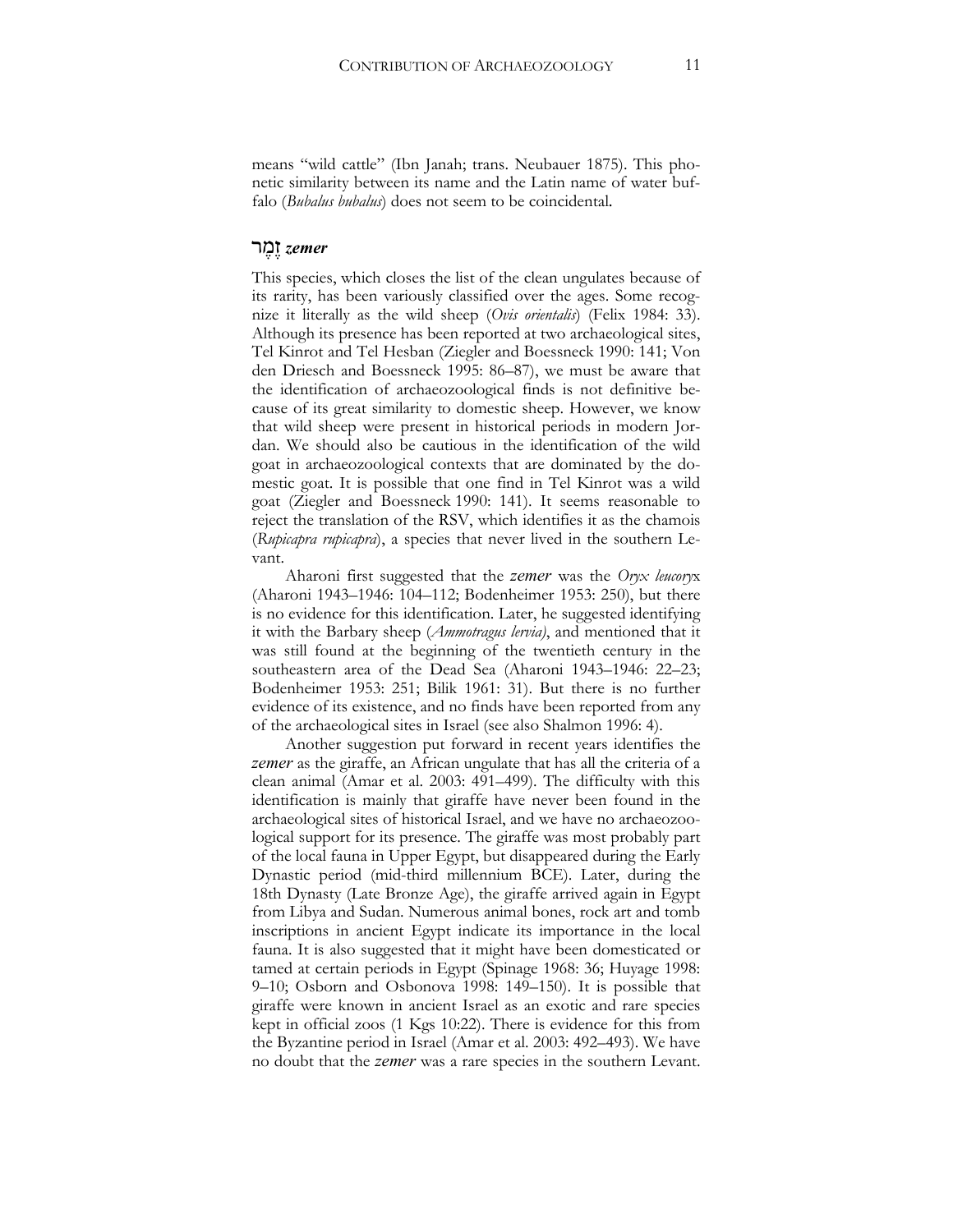means "wild cattle" (Ibn Janah; trans. Neubauer 1875). This phonetic similarity between its name and the Latin name of water buffalo (*Bubalus bubalus*) does not seem to be coincidental.

## זֶמֶר *zemer*

This species, which closes the list of the clean ungulates because of its rarity, has been variously classified over the ages. Some recognize it literally as the wild sheep (*Ovis orientalis*) (Felix 1984: 33). Although its presence has been reported at two archaeological sites, Tel Kinrot and Tel Hesban (Ziegler and Boessneck 1990: 141; Von den Driesch and Boessneck 1995: 86–87), we must be aware that the identification of archaeozoological finds is not definitive because of its great similarity to domestic sheep. However, we know that wild sheep were present in historical periods in modern Jordan. We should also be cautious in the identification of the wild goat in archaeozoological contexts that are dominated by the domestic goat. It is possible that one find in Tel Kinrot was a wild goat (Ziegler and Boessneck 1990: 141). It seems reasonable to reject the translation of the RSV, which identifies it as the chamois (*Rupicapra rupicapra*), a species that never lived in the southern Levant.

Aharoni first suggested that the ***zemer*** was the *Oryx leucoryx* (Aharoni 1943–1946: 104–112; Bodenheimer 1953: 250), but there is no evidence for this identification. Later, he suggested identifying it with the Barbary sheep (*Ammotragus lervia)*, and mentioned that it was still found at the beginning of the twentieth century in the southeastern area of the Dead Sea (Aharoni 1943–1946: 22–23; Bodenheimer 1953: 251; Bilik 1961: 31). But there is no further evidence of its existence, and no finds have been reported from any of the archaeological sites in Israel (see also Shalmon 1996: 4).

Another suggestion put forward in recent years identifies the ***zemer*** as the giraffe, an African ungulate that has all the criteria of a clean animal (Amar et al. 2003: 491–499). The difficulty with this identification is mainly that giraffe have never been found in the archaeological sites of historical Israel, and we have no archaeozoological support for its presence. The giraffe was most probably part of the local fauna in Upper Egypt, but disappeared during the Early Dynastic period (mid-third millennium BCE). Later, during the 18th Dynasty (Late Bronze Age), the giraffe arrived again in Egypt from Libya and Sudan. Numerous animal bones, rock art and tomb inscriptions in ancient Egypt indicate its importance in the local fauna. It is also suggested that it might have been domesticated or tamed at certain periods in Egypt (Spinage 1968: 36; Huyage 1998: 9–10; Osborn and Osbonova 1998: 149–150). It is possible that giraffe were known in ancient Israel as an exotic and rare species kept in official zoos (1 Kgs 10:22). There is evidence for this from the Byzantine period in Israel (Amar et al. 2003: 492–493). We have no doubt that the ***zemer*** was a rare species in the southern Levant.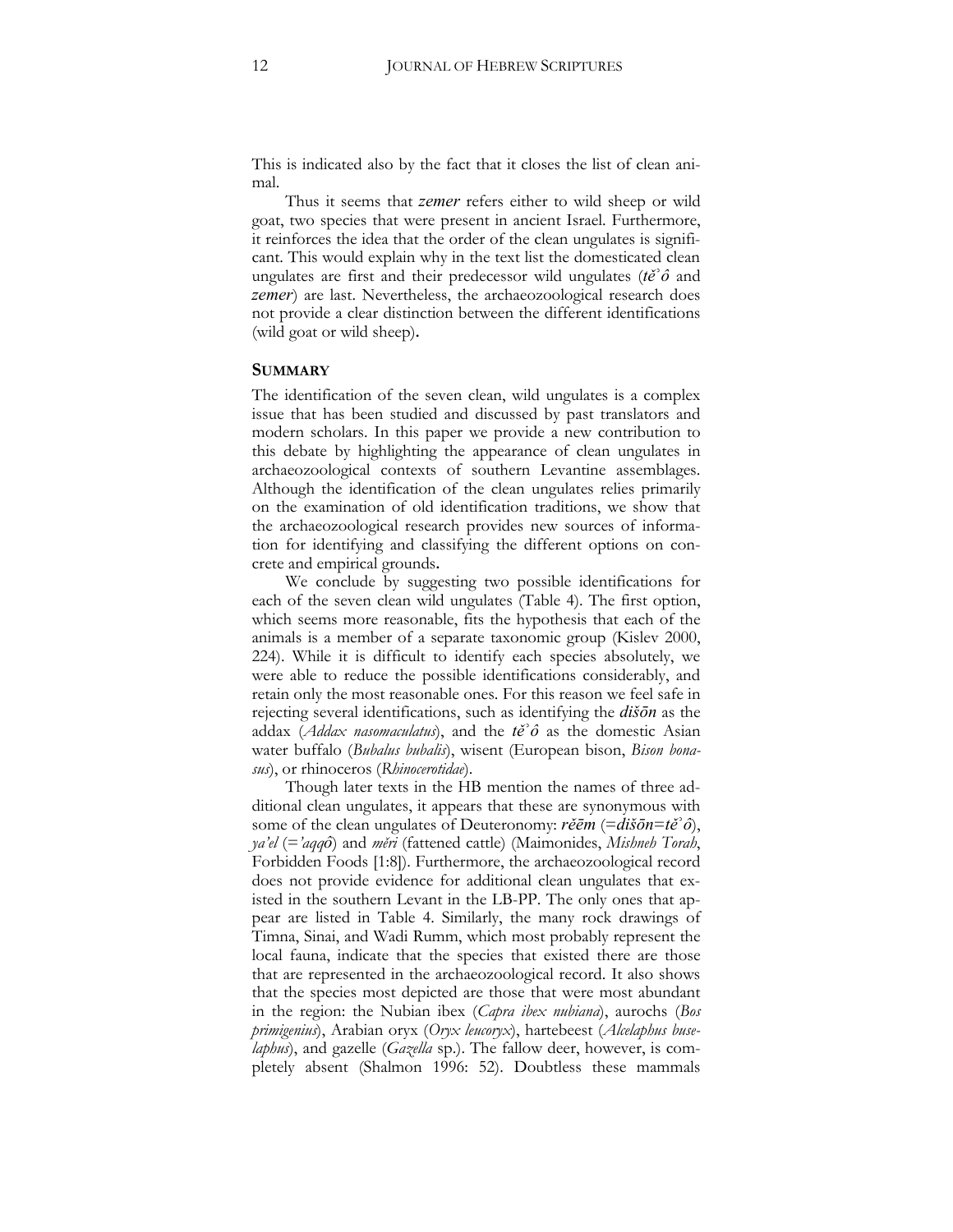This is indicated also by the fact that it closes the list of clean animal.

Thus it seems that ***zemer*** refers either to wild sheep or wild goat, two species that were present in ancient Israel. Furthermore, it reinforces the idea that the order of the clean ungulates is significant. This would explain why in the text list the domesticated clean ungulates are first and their predecessor wild ungulates (***tĕʾô*** and ***zemer***) are last. Nevertheless, the archaeozoological research does not provide a clear distinction between the different identifications (wild goat or wild sheep).

## SUMMARY

The identification of the seven clean, wild ungulates is a complex issue that has been studied and discussed by past translators and modern scholars. In this paper we provide a new contribution to this debate by highlighting the appearance of clean ungulates in archaeozoological contexts of southern Levantine assemblages. Although the identification of the clean ungulates relies primarily on the examination of old identification traditions, we show that the archaeozoological research provides new sources of information for identifying and classifying the different options on concrete and empirical grounds.

We conclude by suggesting two possible identifications for each of the seven clean wild ungulates (Table 4). The first option, which seems more reasonable, fits the hypothesis that each of the animals is a member of a separate taxonomic group (Kislev 2000, 224). While it is difficult to identify each species absolutely, we were able to reduce the possible identifications considerably, and retain only the most reasonable ones. For this reason we feel safe in rejecting several identifications, such as identifying the ***dišōn*** as the addax (*Addax nasomaculatus*), and the ***tĕʾô*** as the domestic Asian water buffalo (*Bubalus bubalis*), wisent (European bison, *Bison bonasus*), or rhinoceros (*Rhinocerotidae*).

Though later texts in the HB mention the names of three additional clean ungulates, it appears that these are synonymous with some of the clean ungulates of Deuteronomy: ***rĕēm*** (=***dišōn***=***tĕʾô***), *ya'el* (=*'aqqô*) and *mĕri* (fattened cattle) (Maimonides, *Mishneh Torah*, Forbidden Foods [1:8]). Furthermore, the archaeozoological record does not provide evidence for additional clean ungulates that existed in the southern Levant in the LB-PP. The only ones that appear are listed in Table 4. Similarly, the many rock drawings of Timna, Sinai, and Wadi Rumm, which most probably represent the local fauna, indicate that the species that existed there are those that are represented in the archaeozoological record. It also shows that the species most depicted are those that were most abundant in the region: the Nubian ibex (*Capra ibex nubiana*), aurochs (*Bos primigenius*), Arabian oryx (*Oryx leucoryx*), hartebeest (*Alcelaphus buselaphus*), and gazelle (*Gazella* sp.). The fallow deer, however, is completely absent (Shalmon 1996: 52). Doubtless these mammals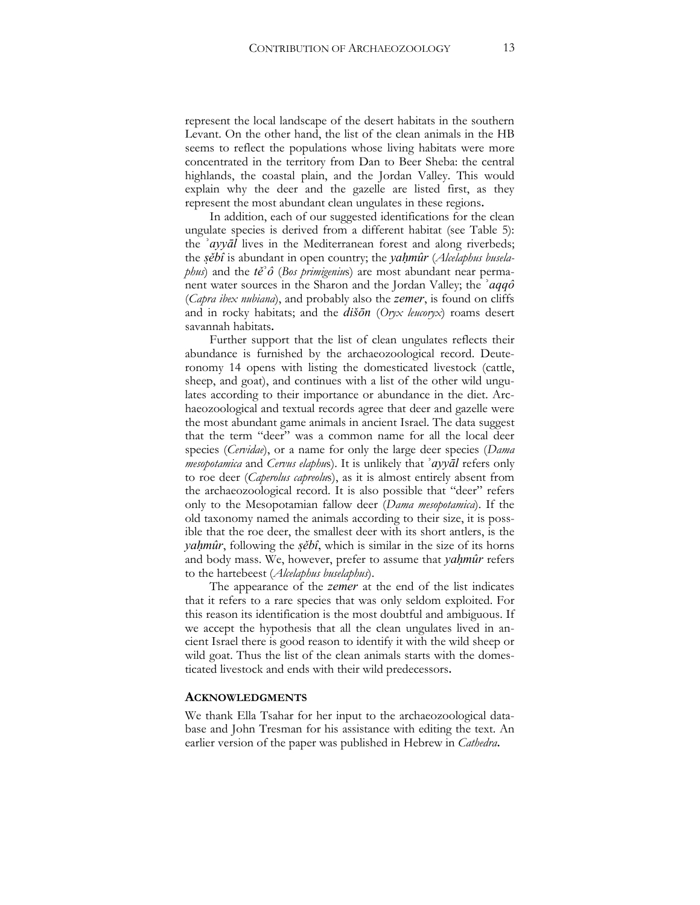represent the local landscape of the desert habitats in the southern Levant. On the other hand, the list of the clean animals in the HB seems to reflect the populations whose living habitats were more concentrated in the territory from Dan to Beer Sheba: the central highlands, the coastal plain, and the Jordan Valley. This would explain why the deer and the gazelle are listed first, as they represent the most abundant clean ungulates in these regions**.**

In addition, each of our suggested identifications for the clean ungulate species is derived from a different habitat (see Table 5): the *ʾayyāl* lives in the Mediterranean forest and along riverbeds; the *ṣĕbî* is abundant in open country; the *yaḥmûr* (*Alcelaphus buselaphus*) and the *tĕʾô* (*Bos primigenius*) are most abundant near permanent water sources in the Sharon and the Jordan Valley; the *ʾaqqô* (*Capra ibex nubiana*), and probably also the *zemer*, is found on cliffs and in rocky habitats; and the *dišōn* (*Oryx leucoryx*) roams desert savannah habitats**.**

Further support that the list of clean ungulates reflects their abundance is furnished by the archaeozoological record. Deuteronomy 14 opens with listing the domesticated livestock (cattle, sheep, and goat), and continues with a list of the other wild ungulates according to their importance or abundance in the diet. Archaeozoological and textual records agree that deer and gazelle were the most abundant game animals in ancient Israel. The data suggest that the term "deer" was a common name for all the local deer species (*Cervidae*), or a name for only the large deer species (*Dama mesopotamica* and *Cervus elaphus*). It is unlikely that *ʾayyāl* refers only to roe deer (*Caperolus capreolus*), as it is almost entirely absent from the archaeozoological record. It is also possible that "deer" refers only to the Mesopotamian fallow deer (*Dama mesopotamica*). If the old taxonomy named the animals according to their size, it is possible that the roe deer, the smallest deer with its short antlers, is the *yaḥmûr*, following the *ṣĕbî*, which is similar in the size of its horns and body mass. We, however, prefer to assume that *yaḥmûr* refers to the hartebeest (*Alcelaphus buselaphus*).

The appearance of the *zemer* at the end of the list indicates that it refers to a rare species that was only seldom exploited. For this reason its identification is the most doubtful and ambiguous. If we accept the hypothesis that all the clean ungulates lived in ancient Israel there is good reason to identify it with the wild sheep or wild goat. Thus the list of the clean animals starts with the domesticated livestock and ends with their wild predecessors**.**

### ACKNOWLEDGMENTS

We thank Ella Tsahar for her input to the archaeozoological database and John Tresman for his assistance with editing the text. An earlier version of the paper was published in Hebrew in *Cathedra***.**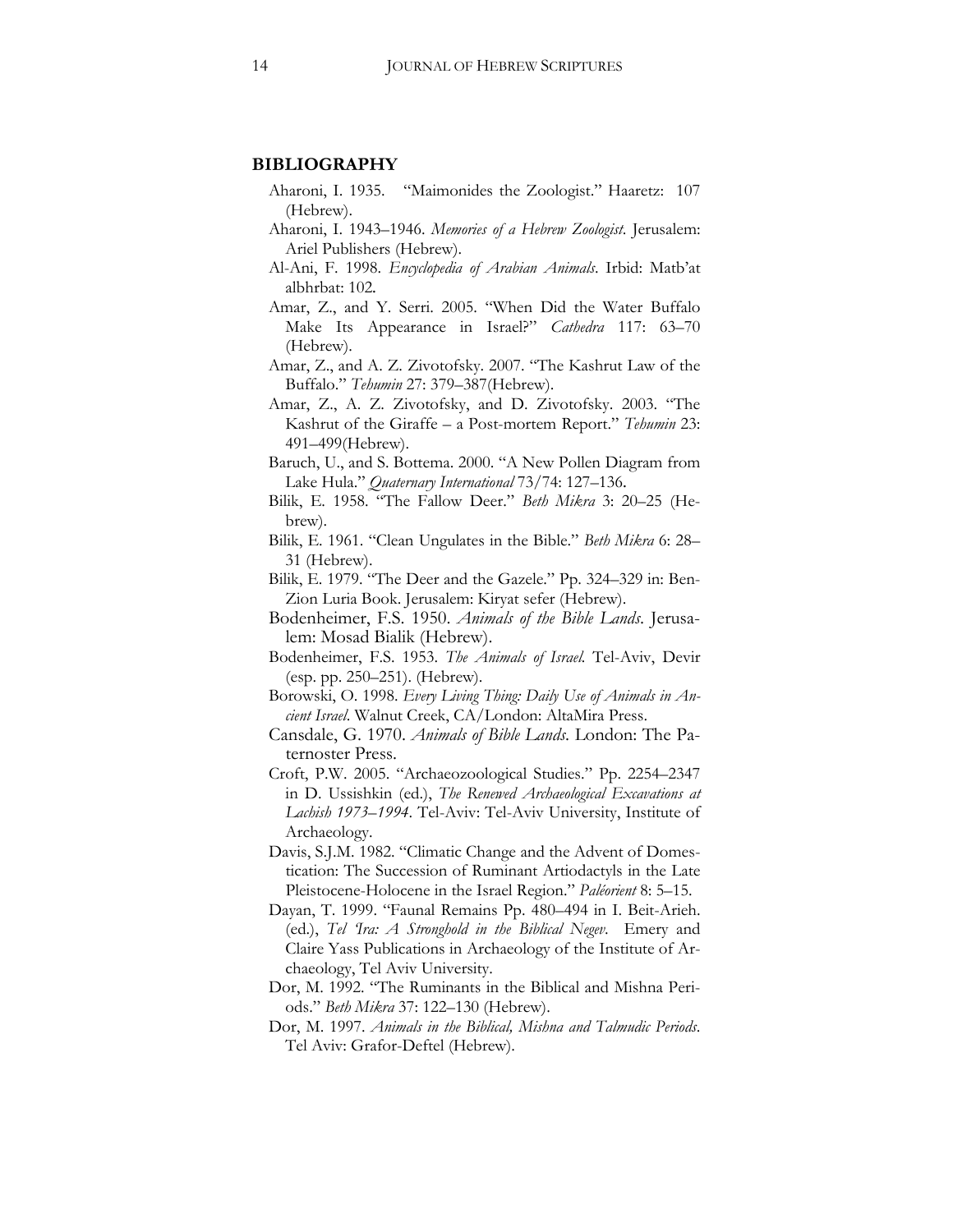## BIBLIOGRAPHY

Aharoni, I. 1935. "Maimonides the Zoologist." Haaretz: 107 (Hebrew).

Aharoni, I. 1943–1946. *Memories of a Hebrew Zoologist*. Jerusalem: Ariel Publishers (Hebrew).

Al-Ani, F. 1998. *Encyclopedia of Arabian Animals*. Irbid: Matb'at albhrbat: 102.

Amar, Z., and Y. Serri. 2005. "When Did the Water Buffalo Make Its Appearance in Israel?" *Cathedra* 117: 63–70 (Hebrew).

Amar, Z., and A. Z. Zivotofsky. 2007. "The Kashrut Law of the Buffalo." *Tehumin* 27: 379–387(Hebrew).

Amar, Z., A. Z. Zivotofsky, and D. Zivotofsky. 2003. "The Kashrut of the Giraffe – a Post-mortem Report." *Tehumin* 23: 491–499(Hebrew).

Baruch, U., and S. Bottema. 2000. "A New Pollen Diagram from Lake Hula." *Quaternary International* 73/74: 127–136.

Bilik, E. 1958. "The Fallow Deer." *Beth Mikra* 3: 20–25 (Hebrew).

Bilik, E. 1961. "Clean Ungulates in the Bible." *Beth Mikra* 6: 28–31 (Hebrew).

Bilik, E. 1979. "The Deer and the Gazele." Pp. 324–329 in: Ben-Zion Luria Book. Jerusalem: Kiryat sefer (Hebrew).

Bodenheimer, F.S. 1950. *Animals of the Bible Lands*. Jerusalem: Mosad Bialik (Hebrew).

Bodenheimer, F.S. 1953. *The Animals of Israel*. Tel-Aviv, Devir (esp. pp. 250–251). (Hebrew).

Borowski, O. 1998. *Every Living Thing: Daily Use of Animals in Ancient Israel*. Walnut Creek, CA/London: AltaMira Press.

Cansdale, G. 1970. *Animals of Bible Lands*. London: The Paternoster Press.

Croft, P.W. 2005. "Archaeozoological Studies." Pp. 2254–2347 in D. Ussishkin (ed.), *The Renewed Archaeological Exccavations at Lachish 1973–1994*. Tel-Aviv: Tel-Aviv University, Institute of Archaeology.

Davis, S.J.M. 1982. "Climatic Change and the Advent of Domestication: The Succession of Ruminant Artiodactyls in the Late Pleistocene-Holocene in the Israel Region." *Paléorient* 8: 5–15.

Dayan, T. 1999. "Faunal Remains Pp. 480–494 in I. Beit-Arieh. (ed.), *Tel 'Ira: A Stronghold in the Biblical Negev*. Emery and Claire Yass Publications in Archaeology of the Institute of Archaeology, Tel Aviv University.

Dor, M. 1992. "The Ruminants in the Biblical and Mishna Periods." *Beth Mikra* 37: 122–130 (Hebrew).

Dor, M. 1997. *Animals in the Biblical, Mishna and Talmudic Periods*. Tel Aviv: Grafor-Deftel (Hebrew).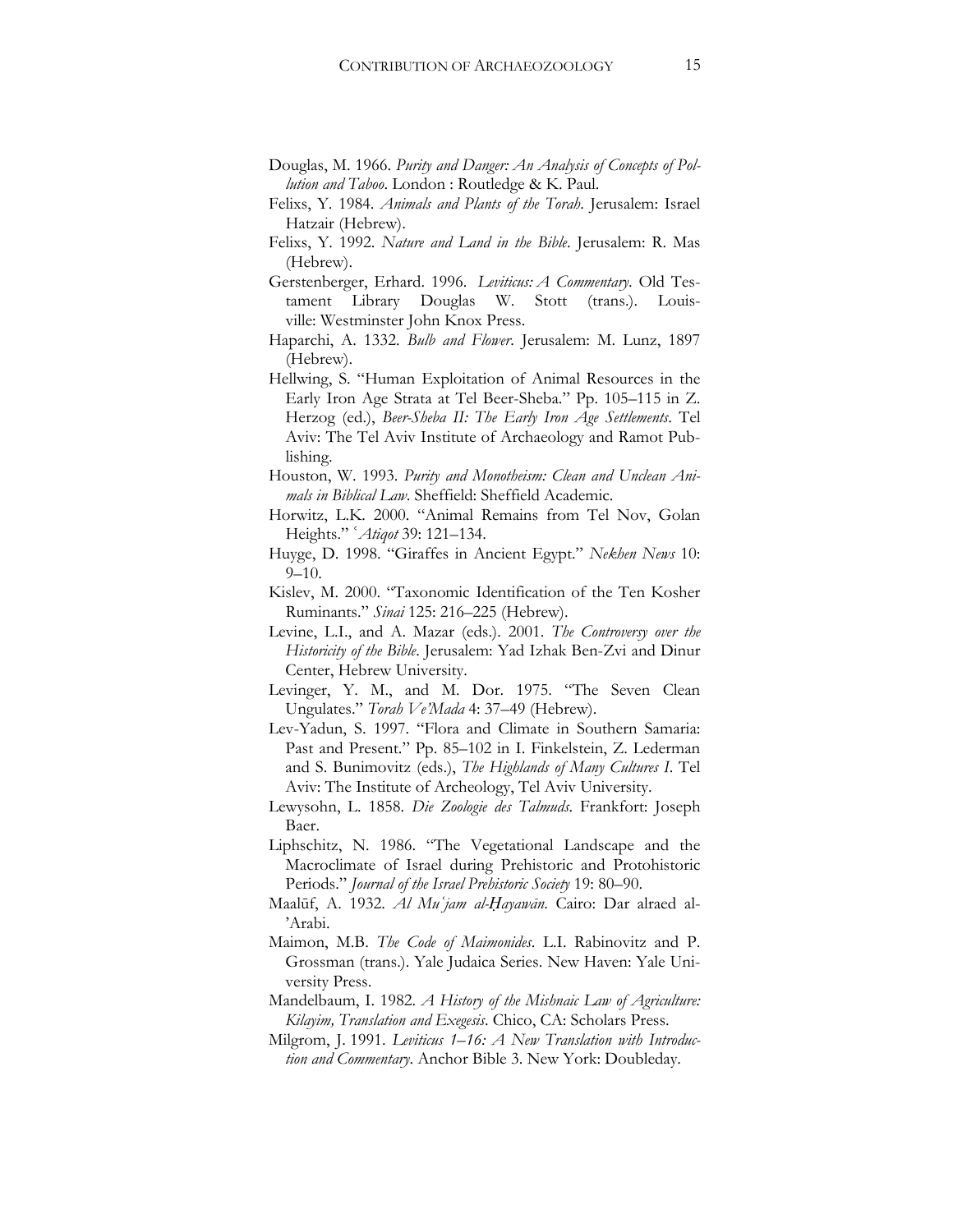Douglas, M. 1966. *Purity and Danger: An Analysis of Concepts of Pollution and Taboo*. London : Routledge & K. Paul.

Felixs, Y. 1984. *Animals and Plants of the Torah*. Jerusalem: Israel Hatzair (Hebrew).

Felixs, Y. 1992. *Nature and Land in the Bible*. Jerusalem: R. Mas (Hebrew).

Gerstenberger, Erhard. 1996. *Leviticus: A Commentary*. Old Testament Library Douglas W. Stott (trans.). Louisville: Westminster John Knox Press.

Haparchi, A. 1332. *Bulb and Flower*. Jerusalem: M. Lunz, 1897 (Hebrew).

Hellwing, S. "Human Exploitation of Animal Resources in the Early Iron Age Strata at Tel Beer-Sheba." Pp. 105–115 in Z. Herzog (ed.), *Beer-Sheba II: The Early Iron Age Settlements*. Tel Aviv: The Tel Aviv Institute of Archaeology and Ramot Publishing.

Houston, W. 1993. *Purity and Monotheism: Clean and Unclean Animals in Biblical Law*. Sheffield: Sheffield Academic.

Horwitz, L.K. 2000. "Animal Remains from Tel Nov, Golan Heights." *ʿAtiqot* 39: 121–134.

Huyge, D. 1998. "Giraffes in Ancient Egypt." *Nekhen News* 10: 9–10.

Kislev, M. 2000. "Taxonomic Identification of the Ten Kosher Ruminants." *Sinai* 125: 216–225 (Hebrew).

Levine, L.I., and A. Mazar (eds.). 2001. *The Controversy over the Historicity of the Bible*. Jerusalem: Yad Izhak Ben-Zvi and Dinur Center, Hebrew University.

Levinger, Y. M., and M. Dor. 1975. "The Seven Clean Ungulates." *Torah Ve'Mada* 4: 37–49 (Hebrew).

Lev-Yadun, S. 1997. "Flora and Climate in Southern Samaria: Past and Present." Pp. 85–102 in I. Finkelstein, Z. Lederman and S. Bunimovitz (eds.), *The Highlands of Many Cultures I*. Tel Aviv: The Institute of Archeology, Tel Aviv University.

Lewysohn, L. 1858. *Die Zoologie des Talmuds*. Frankfort: Joseph Baer.

Liphschitz, N. 1986. "The Vegetational Landscape and the Macroclimate of Israel during Prehistoric and Protohistoric Periods." *Journal of the Israel Prehistoric Society* 19: 80–90.

Maalūf, A. 1932. *Al Muʿjam al-Ḥayawān*. Cairo: Dar alraed al-'Arabi.

Maimon, M.B. *The Code of Maimonides*. L.I. Rabinovitz and P. Grossman (trans.). Yale Judaica Series. New Haven: Yale University Press.

Mandelbaum, I. 1982. *A History of the Mishnaic Law of Agriculture: Kilayim, Translation and Exegesis*. Chico, CA: Scholars Press.

Milgrom, J. 1991. *Leviticus 1–16: A New Translation with Introduction and Commentary*. Anchor Bible 3. New York: Doubleday.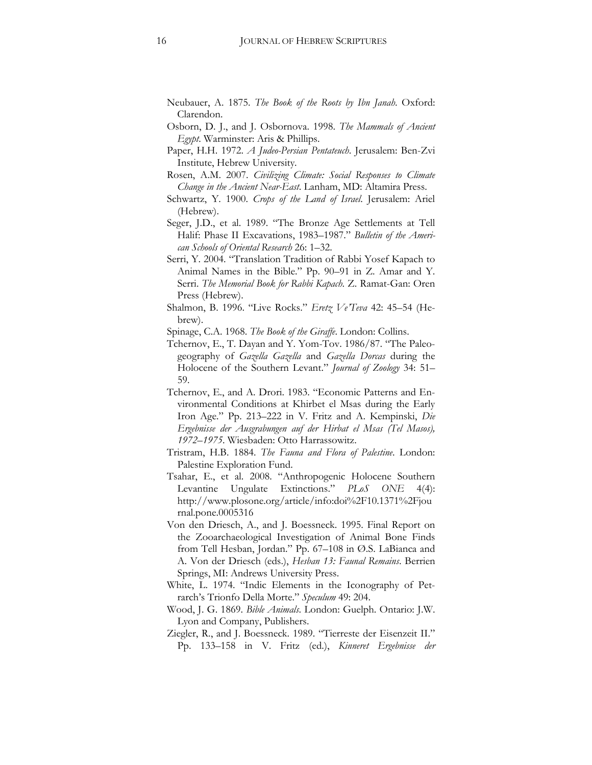Neubauer, A. 1875. *The Book of the Roots by Ibn Janah*. Oxford: Clarendon.

Osborn, D. J., and J. Osbornova. 1998. *The Mammals of Ancient Egypt*. Warminster: Aris & Phillips.

Paper, H.H. 1972. *A Judeo-Persian Pentateuch*. Jerusalem: Ben-Zvi Institute, Hebrew University.

Rosen, A.M. 2007. *Civilizing Climate: Social Responses to Climate Change in the Ancient Near-East*. Lanham, MD: Altamira Press.

Schwartz, Y. 1900. *Crops of the Land of Israel*. Jerusalem: Ariel (Hebrew).

Seger, J.D., et al. 1989. "The Bronze Age Settlements at Tell Halif: Phase II Excavations, 1983–1987." *Bulletin of the American Schools of Oriental Research* 26: 1–32.

Serri, Y. 2004. "Translation Tradition of Rabbi Yosef Kapach to Animal Names in the Bible." Pp. 90–91 in Z. Amar and Y. Serri. *The Memorial Book for Rabbi Kapach*. Z. Ramat-Gan: Oren Press (Hebrew).

Shalmon, B. 1996. "Live Rocks." *Eretz VeTeva* 42: 45–54 (Hebrew).

Spinage, C.A. 1968. *The Book of the Giraffe*. London: Collins.

Tchernov, E., T. Dayan and Y. Yom-Tov. 1986/87. "The Paleogeography of *Gazella Gazella* and *Gazella Dorcas* during the Holocene of the Southern Levant." *Journal of Zoology* 34: 51–59.

Tchernov, E., and A. Drori. 1983. "Economic Patterns and Environmental Conditions at Khirbet el Msas during the Early Iron Age." Pp. 213–222 in V. Fritz and A. Kempinski, *Die Ergebnisse der Ausgrabungen auf der Hirbat el Msas (Tel Masos), 1972–1975*. Wiesbaden: Otto Harrassowitz.

Tristram, H.B. 1884. *The Fauna and Flora of Palestine*. London: Palestine Exploration Fund.

Tsahar, E., et al. 2008. "Anthropogenic Holocene Southern Levantine Ungulate Extinctions." *PLoS ONE* 4(4): http://www.plosone.org/article/info:doi%2F10.1371%2Fjournal.pone.0005316

Von den Driesch, A., and J. Boessneck. 1995. Final Report on the Zooarchaeological Investigation of Animal Bone Finds from Tell Hesban, Jordan." Pp. 67–108 in Ø.S. LaBianca and A. Von der Driesch (eds.), *Hesban 13: Faunal Remains*. Berrien Springs, MI: Andrews University Press.

White, L. 1974. "Indic Elements in the Iconography of Petrarch's Trionfo Della Morte." *Speculum* 49: 204.

Wood, J. G. 1869. *Bible Animals*. London: Guelph. Ontario: J.W. Lyon and Company, Publishers.

Ziegler, R., and J. Boessneck. 1989. "Tierreste der Eisenzeit II." Pp. 133–158 in V. Fritz (ed.), *Kinneret Ergebnisse der*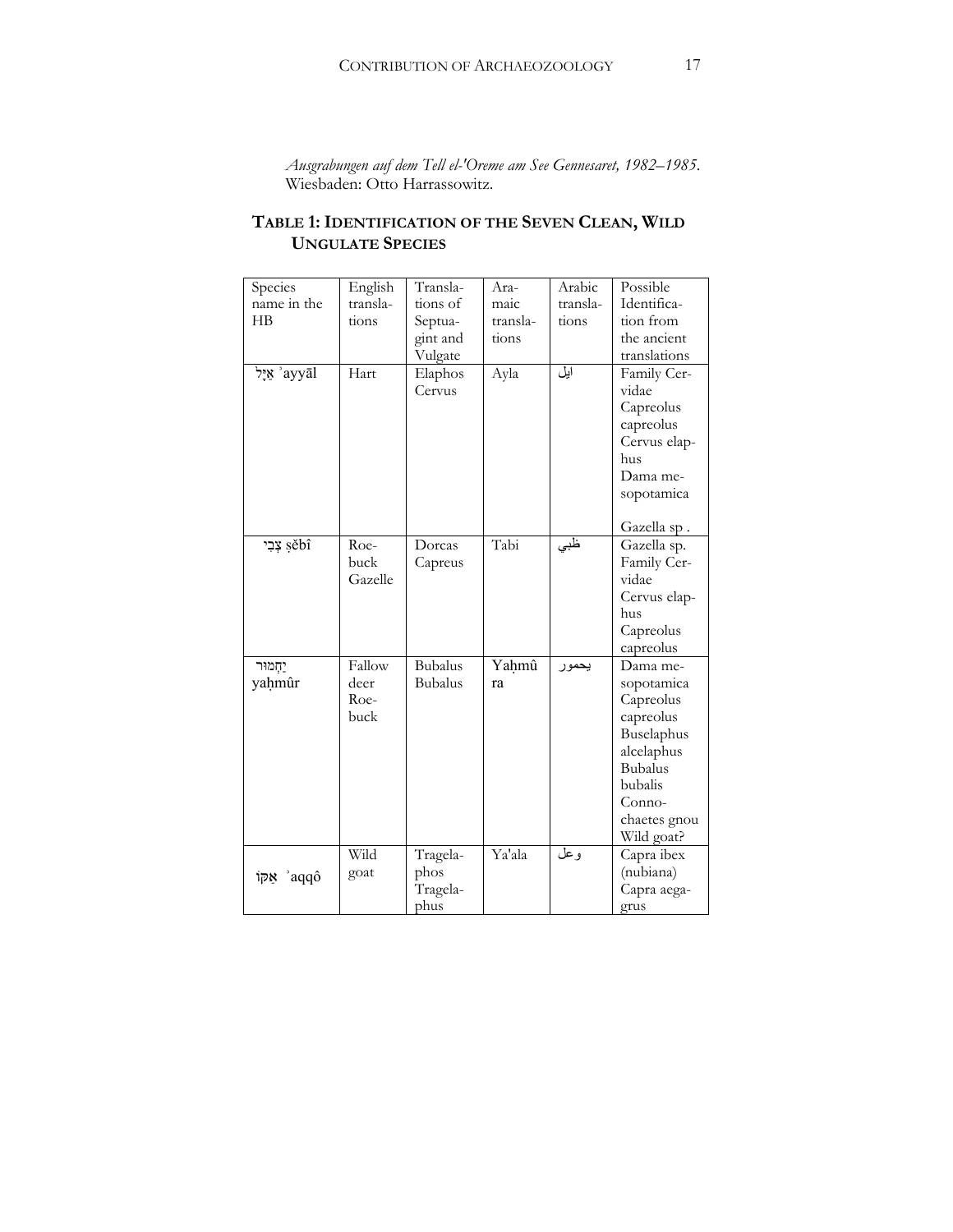*Ausgrabungen auf dem Tell el-'Oreme am See Gennesaret, 1982–1985*. Wiesbaden: Otto Harrassowitz.

## TABLE 1: IDENTIFICATION OF THE SEVEN CLEAN, WILD UNGULATE SPECIES

| Species name in the HB | English translations | Translations of Septuagint and Vulgate | Aramaic translations | Arabic translations | Possible Identification from the ancient translations |
|---|---|---|---|---|---|
| אַיָּל ʾayyāl | Hart | Elaphos Cervus | Ayla | ايل | Family Cervidae Capreolus capreolus Cervus elaphus Dama mesopotamica Gazella sp . |
| צְבִי ṣĕbî | Roebuck Gazelle | Dorcas Capreus | Tabi | ظبي | Gazella sp. Family Cervidae Cervus elaphus Capreolus capreolus |
| יַחְמוּר yaḥmûr | Fallow deer Roebuck | Bubalus Bubalus | Yaḥmûra | يحمور | Dama mesopotamica Capreolus capreolus Buselaphus alcelaphus Bubalus bubalis Connochaetes gnou Wild goat? |
| אַקּוֹ ʾaqqô | Wild goat | Tragelaphos Tragelaphus | Ya'ala | وعل | Capra ibex (nubiana) Capra aegagrus |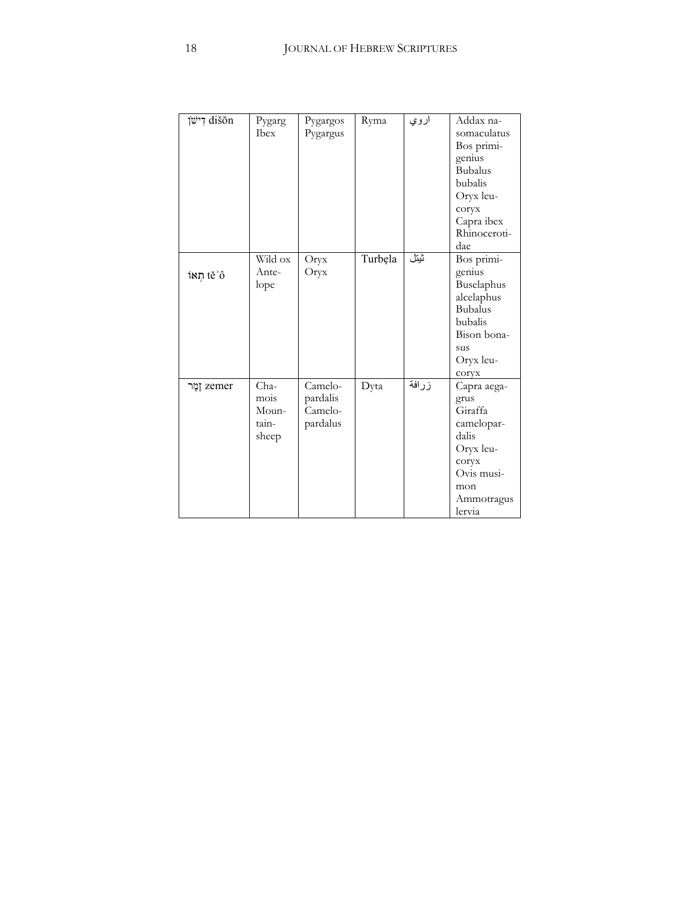| | | | | | |
|---|---|---|---|---|---|
| דִּישֹׁן dišōn | Pygarg Ibex | Pygargos Pygargus | Ryma | اروي | Addax nasomaculatus Bos primigenius Bubalus bubalis Oryx leucoryx Capra ibex Rhinocerotidae |
| תְּאוֹ tĕʾô | Wild ox Antelope | Oryx Oryx | Turbẹla | ثيتل | Bos primigenius Buselaphus alcelaphus Bubalus bubalis Bison bonasus Oryx leucoryx |
| זֶמֶר zemer | Chamois Mountain-sheep | Camelopardalis Camelopardalus | Dyta | زرافة | Capra aegagrus Giraffa camelopardalis Oryx leucoryx Ovis musimon Ammotragus lervia |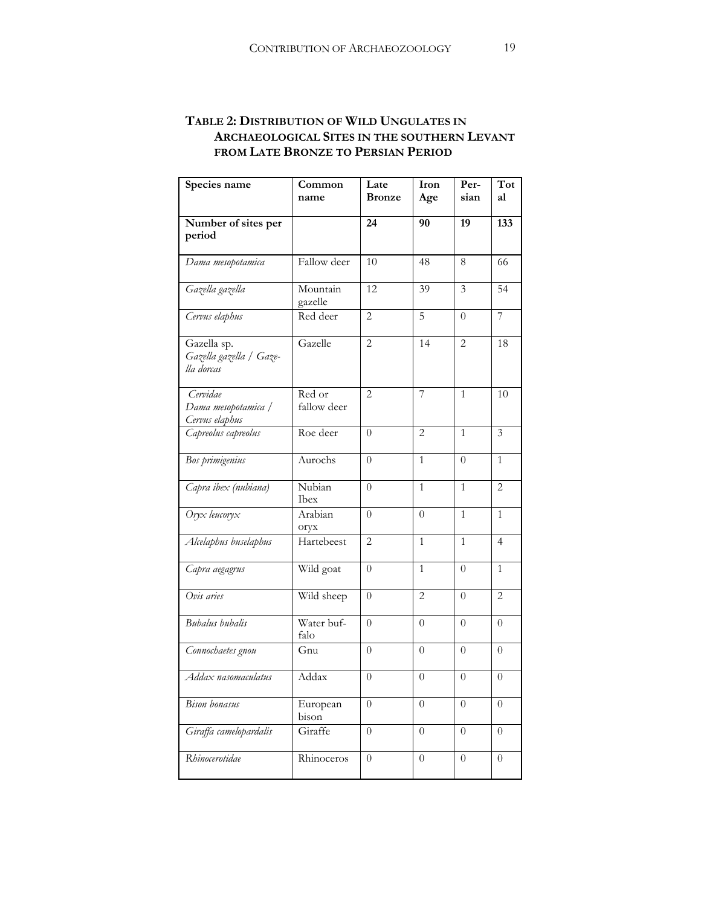**TABLE 2: DISTRIBUTION OF WILD UNGULATES IN ARCHAEOLOGICAL SITES IN THE SOUTHERN LEVANT FROM LATE BRONZE TO PERSIAN PERIOD**

| Species name | Common name | Late Bronze | Iron Age | Persian | Total |
|---|---|---|---|---|---|
| **Number of sites per period** | | **24** | **90** | **19** | **133** |
| *Dama mesopotamica* | Fallow deer | 10 | 48 | 8 | 66 |
| *Gazella gazella* | Mountain gazelle | 12 | 39 | 3 | 54 |
| *Cervus elaphus* | Red deer | 2 | 5 | 0 | 7 |
| Gazella sp. *Gazella gazella / Gazella dorcas* | Gazelle | 2 | 14 | 2 | 18 |
| *Cervidae Dama mesopotamica / Cervus elaphus* | Red or fallow deer | 2 | 7 | 1 | 10 |
| *Capreolus capreolus* | Roe deer | 0 | 2 | 1 | 3 |
| *Bos primigenius* | Aurochs | 0 | 1 | 0 | 1 |
| *Capra ibex (nubiana)* | Nubian Ibex | 0 | 1 | 1 | 2 |
| *Oryx leucoryx* | Arabian oryx | 0 | 0 | 1 | 1 |
| *Alcelaphus buselaphus* | Hartebeest | 2 | 1 | 1 | 4 |
| *Capra aegagrus* | Wild goat | 0 | 1 | 0 | 1 |
| *Ovis aries* | Wild sheep | 0 | 2 | 0 | 2 |
| *Bubalus bubalis* | Water buffalo | 0 | 0 | 0 | 0 |
| *Connochaetes gnou* | Gnu | 0 | 0 | 0 | 0 |
| *Addax nasomaculatus* | Addax | 0 | 0 | 0 | 0 |
| *Bison bonasus* | European bison | 0 | 0 | 0 | 0 |
| *Giraffa camelopardalis* | Giraffe | 0 | 0 | 0 | 0 |
| *Rhinocerotidae* | Rhinoceros | 0 | 0 | 0 | 0 |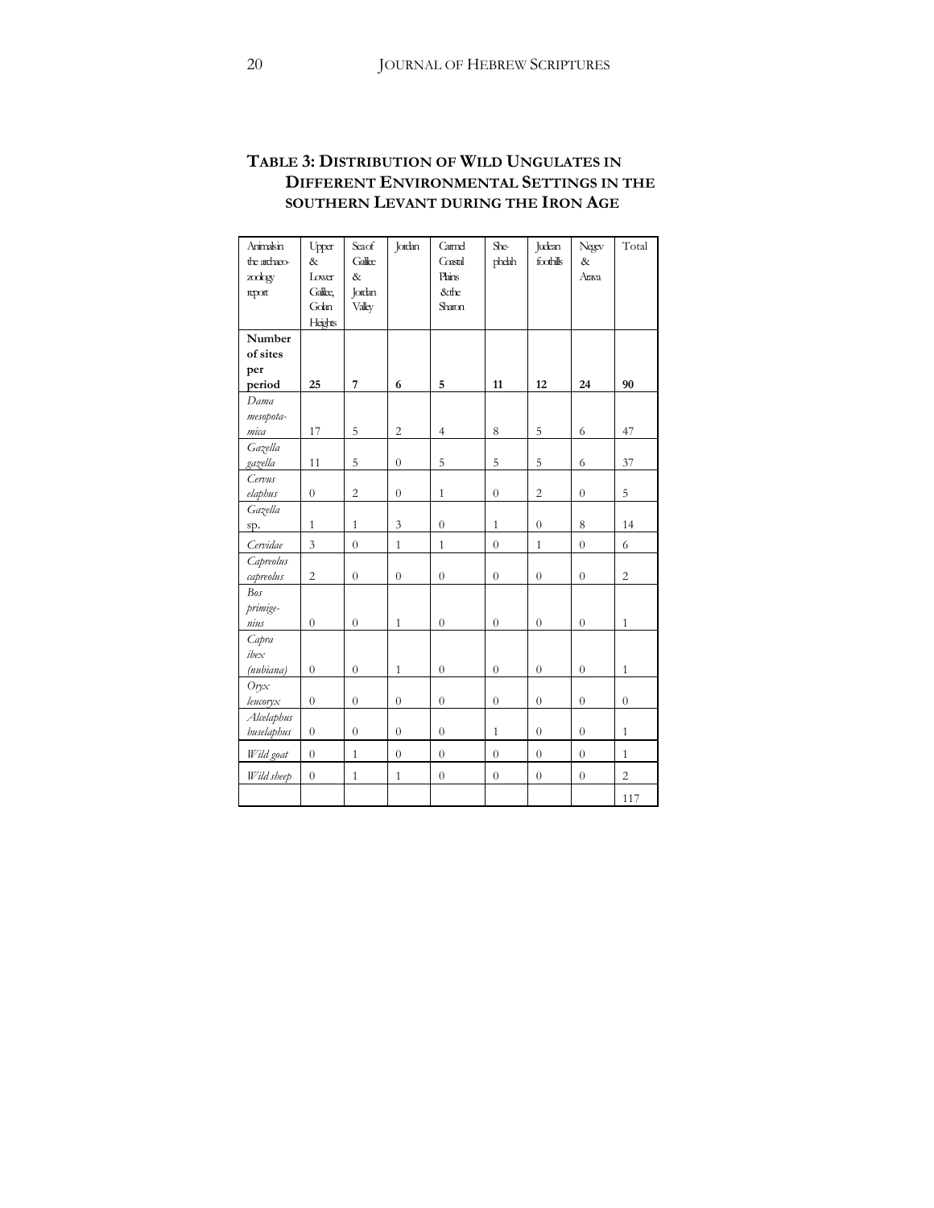### TABLE 3: DISTRIBUTION OF WILD UNGULATES IN DIFFERENT ENVIRONMENTAL SETTINGS IN THE SOUTHERN LEVANT DURING THE IRON AGE

| Animals in the archaeo-zoology report | Upper & Lower Galilee, Golan Heights | Sea of Galilee & Jordan Valley | Jordan | Carmel Coastal Plains & the Sharon | She-phelah | Judean foothills | Negev & Arava | Total |
|---|---|---|---|---|---|---|---|---|
| **Number of sites per period** | **25** | **7** | **6** | **5** | **11** | **12** | **24** | **90** |
| *Dama mesopota-mica* | 17 | 5 | 2 | 4 | 8 | 5 | 6 | 47 |
| *Gazella gazella* | 11 | 5 | 0 | 5 | 5 | 5 | 6 | 37 |
| *Cervus elaphus* | 0 | 2 | 0 | 1 | 0 | 2 | 0 | 5 |
| *Gazella* sp. | 1 | 1 | 3 | 0 | 1 | 0 | 8 | 14 |
| *Cervidae* | 3 | 0 | 1 | 1 | 0 | 1 | 0 | 6 |
| *Capreolus capreolus* | 2 | 0 | 0 | 0 | 0 | 0 | 0 | 2 |
| *Bos primige-nius* | 0 | 0 | 1 | 0 | 0 | 0 | 0 | 1 |
| *Capra ibex (nubiana)* | 0 | 0 | 1 | 0 | 0 | 0 | 0 | 1 |
| *Oryx leucoryx* | 0 | 0 | 0 | 0 | 0 | 0 | 0 | 0 |
| *Alcelaphus buselaphus* | 0 | 0 | 0 | 0 | 1 | 0 | 0 | 1 |
| *Wild goat* | 0 | 1 | 0 | 0 | 0 | 0 | 0 | 1 |
| *Wild sheep* | 0 | 1 | 1 | 0 | 0 | 0 | 0 | 2 |
| | | | | | | | | 117 |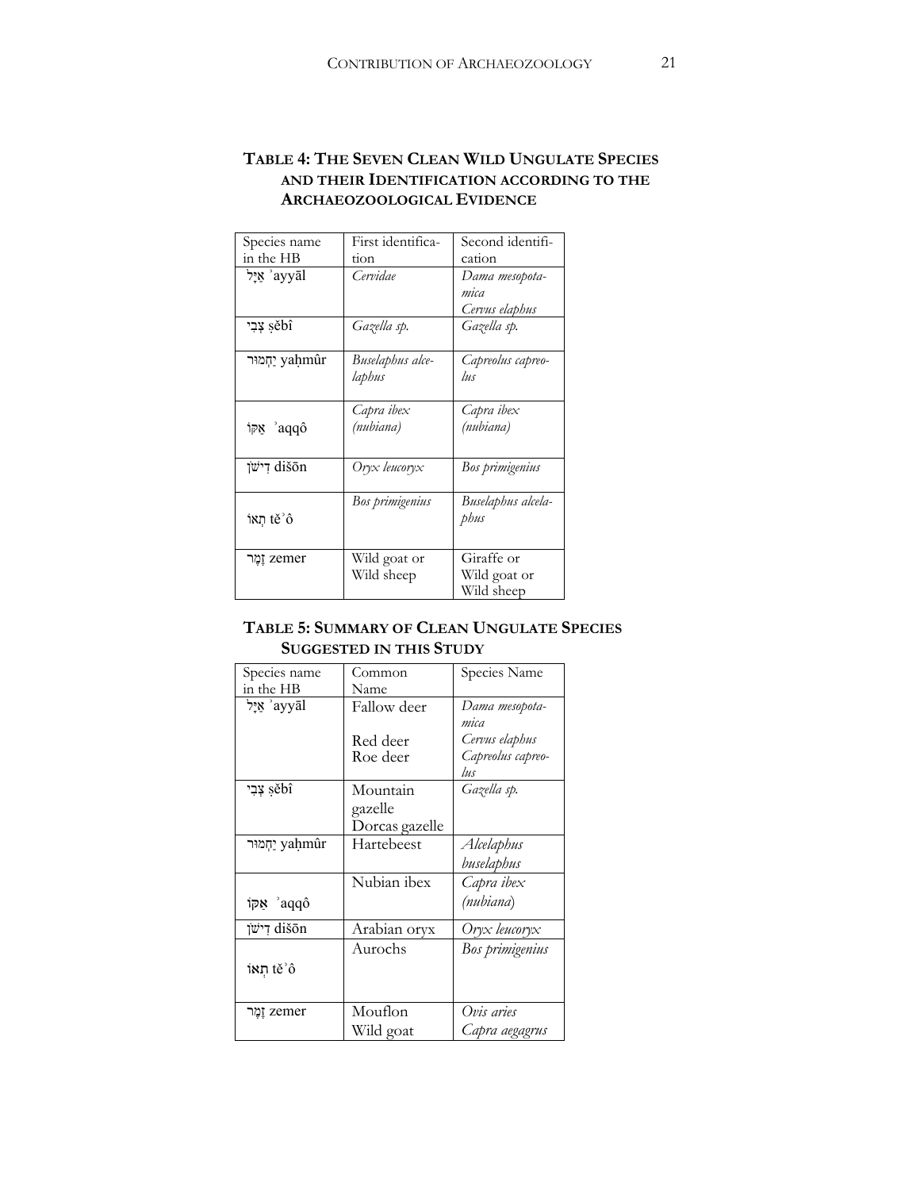## TABLE 4: THE SEVEN CLEAN WILD UNGULATE SPECIES AND THEIR IDENTIFICATION ACCORDING TO THE ARCHAEOZOOLOGICAL EVIDENCE

| Species name in the HB | First identification | Second identification |
|---|---|---|
| אַיָּל ʾayyāl | *Cervidae* | *Dama mesopotamica* *Cervus elaphus* |
| צְבִי ṣĕbî | *Gazella sp.* | *Gazella sp.* |
| יַחְמוּר yaḥmûr | *Buselaphus alcelaphus* | *Capreolus capreolus* |
| אַקּוֹ ʾaqqô | *Capra ibex (nubiana)* | *Capra ibex (nubiana)* |
| דִּישֹׁן dišōn | *Oryx leucoryx* | *Bos primigenius* |
| תְּאוֹ tĕʾô | *Bos primigenius* | *Buselaphus alcelaphus* |
| זֶמֶר zemer | Wild goat or Wild sheep | Giraffe or Wild goat or Wild sheep |

## TABLE 5: SUMMARY OF CLEAN UNGULATE SPECIES SUGGESTED IN THIS STUDY

| Species name in the HB | Common Name | Species Name |
|---|---|---|
| אַיָּל ʾayyāl | Fallow deer<br>Red deer<br>Roe deer | *Dama mesopotamica*<br>*Cervus elaphus*<br>*Capreolus capreolus* |
| צְבִי ṣĕbî | Mountain gazelle<br>Dorcas gazelle | *Gazella sp.* |
| יַחְמוּר yaḥmûr | Hartebeest | *Alcelaphus buselaphus* |
| אַקּוֹ ʾaqqô | Nubian ibex | *Capra ibex (nubiana)* |
| דִּישֹׁן dišōn | Arabian oryx | *Oryx leucoryx* |
| תְּאוֹ tĕʾô | Aurochs | *Bos primigenius* |
| זֶמֶר zemer | Mouflon<br>Wild goat | *Ovis aries*<br>*Capra aegagrus* |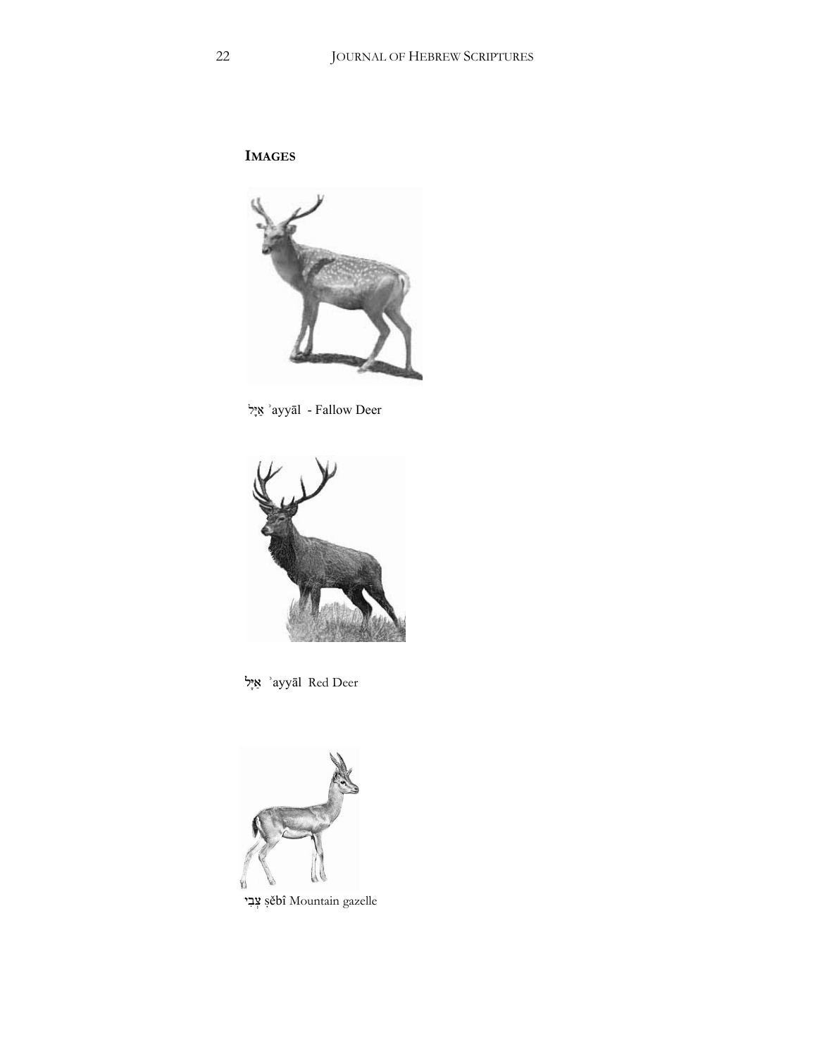**IMAGES**

אַיָּל ʾayyāl - Fallow Deer

אַיָּל ʾayyāl Red Deer

צְבִי ṣĕbî Mountain gazelle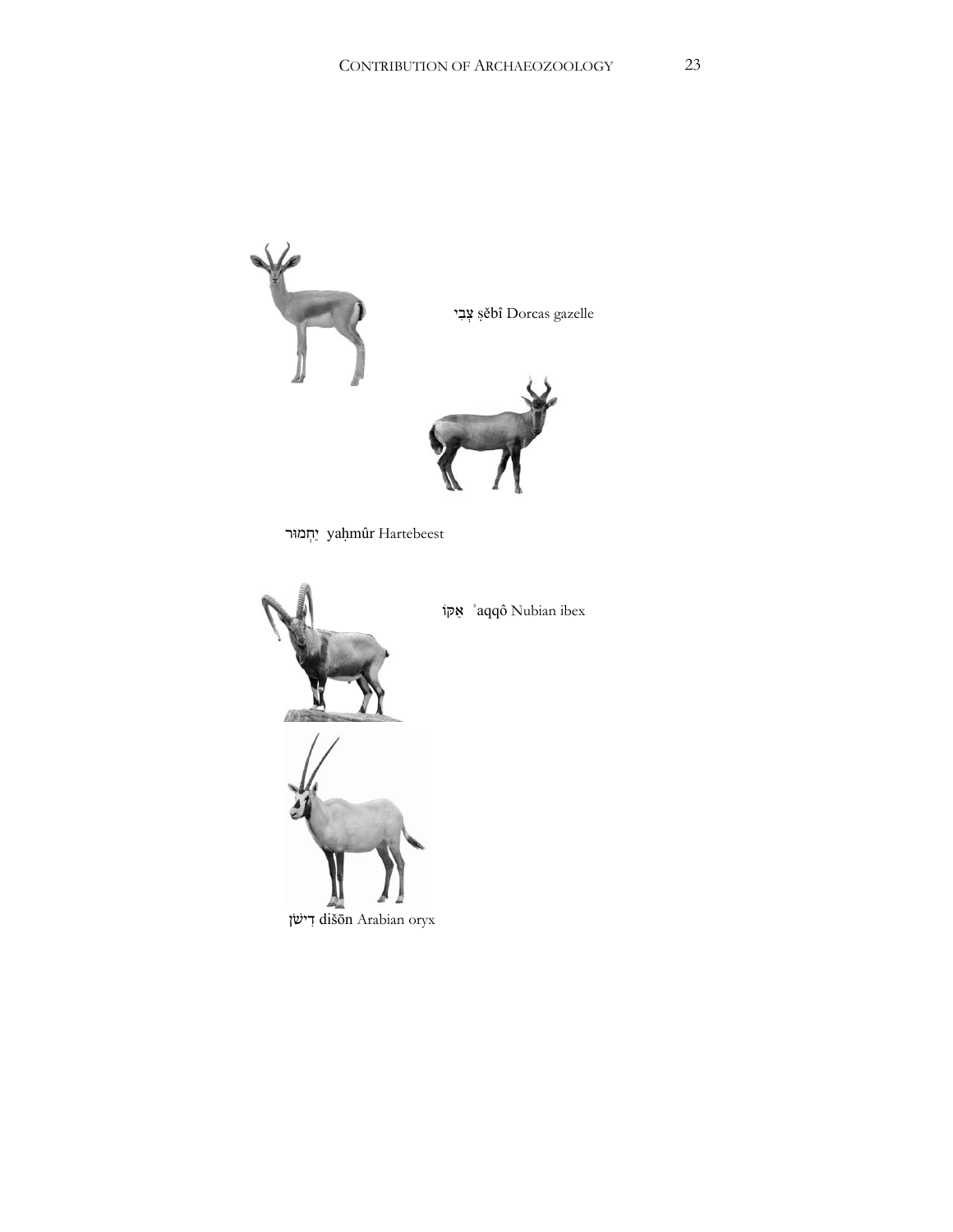צְבִי ṣĕbî Dorcas gazelle

יַחְמוּר yaḥmûr Hartebeest

אַקּוֹ ʾaqqô Nubian ibex

דִּישֹׁן dišōn Arabian oryx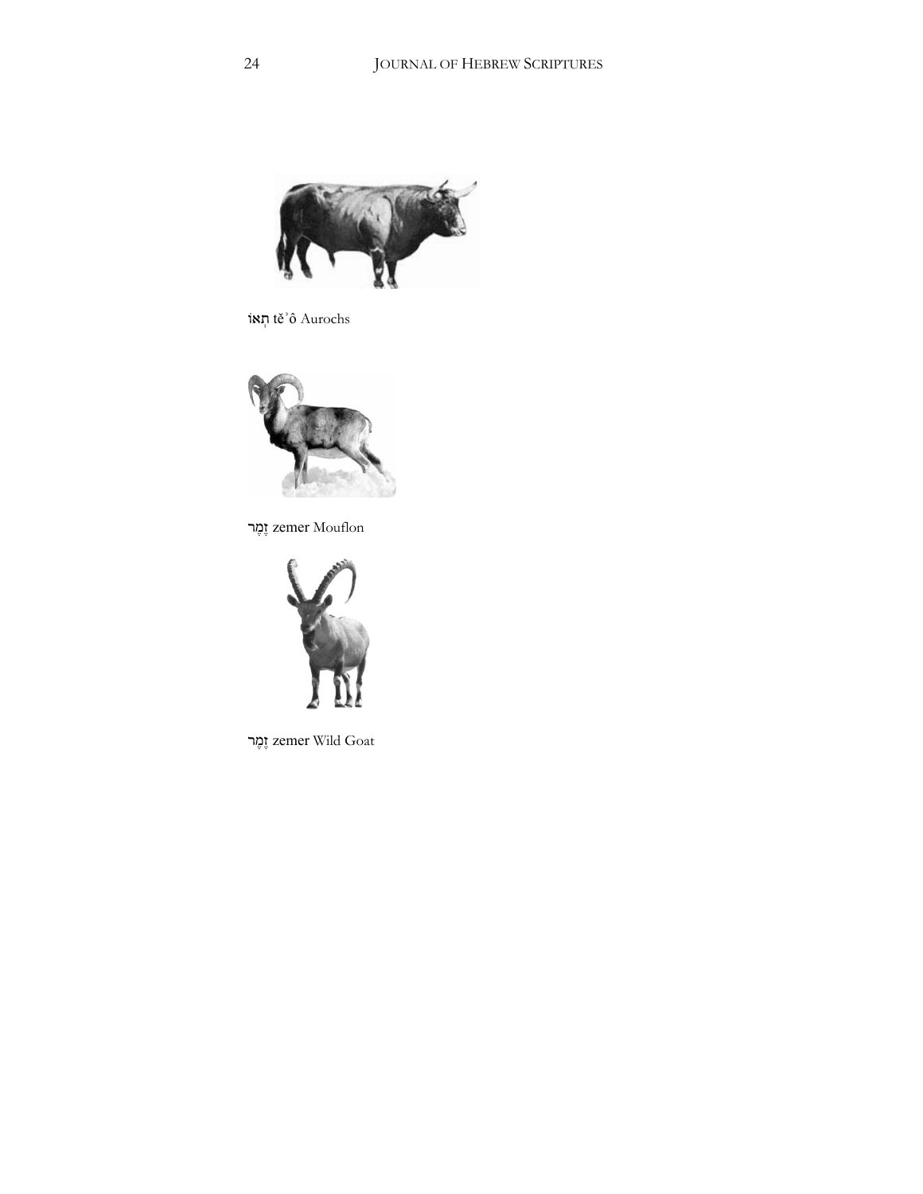תְּאוֹ tĕʾô Aurochs

זֶמֶר zemer Mouflon

זֶמֶר zemer Wild Goat